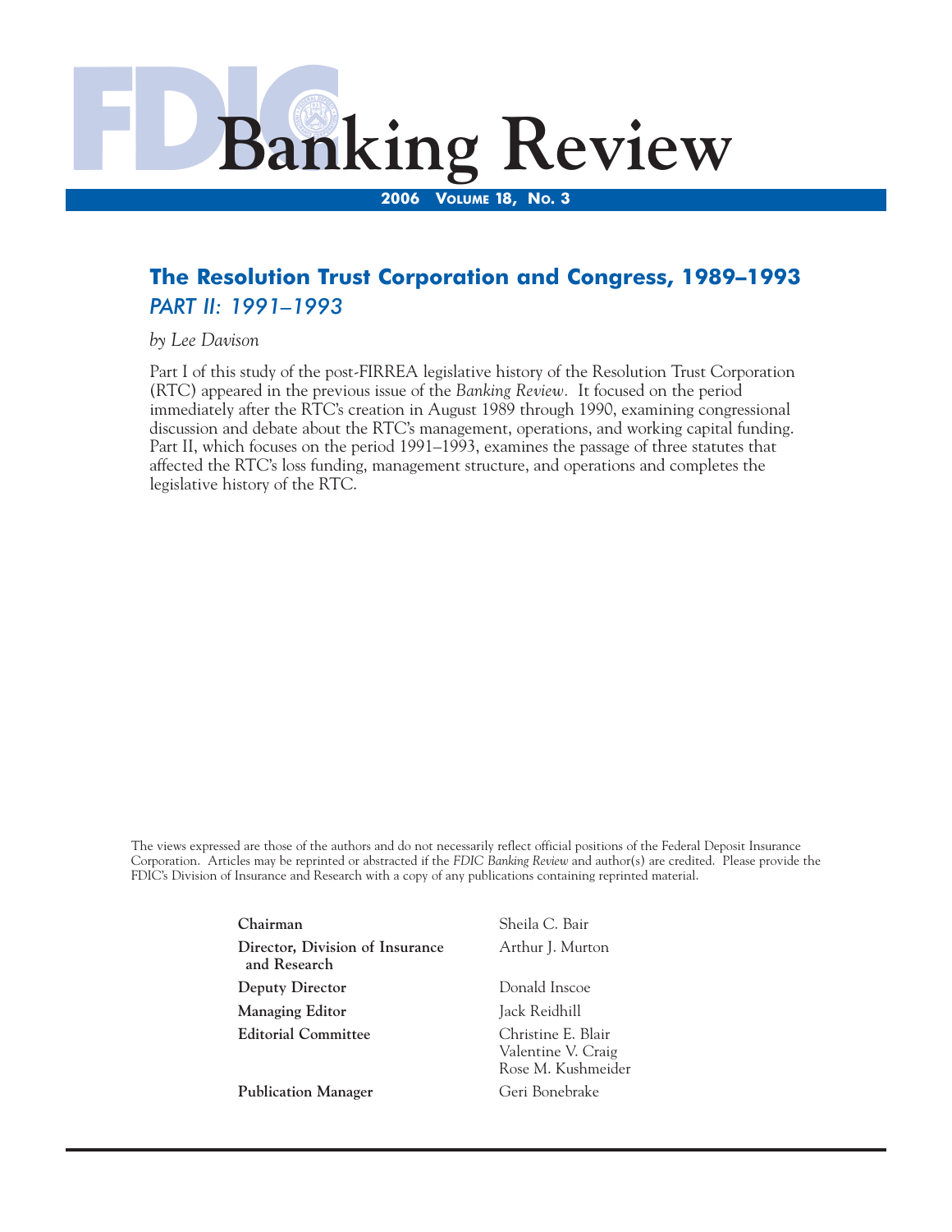# FDIC Banking Review

**2006 Volume 18, No. 3**

## The Resolution Trust Corporation and Congress, 1989–1993

### *PART II: 1991–1993*

*by Lee Davison*

Part I of this study of the post-FIRREA legislative history of the Resolution Trust Corporation (RTC) appeared in the previous issue of the *Banking Review*. It focused on the period immediately after the RTC's creation in August 1989 through 1990, examining congressional discussion and debate about the RTC's management, operations, and working capital funding. Part II, which focuses on the period 1991–1993, examines the passage of three statutes that affected the RTC's loss funding, management structure, and operations and completes the legislative history of the RTC.

The views expressed are those of the authors and do not necessarily reflect official positions of the Federal Deposit Insurance Corporation. Articles may be reprinted or abstracted if the *FDIC Banking Review* and author(s) are credited. Please provide the FDIC's Division of Insurance and Research with a copy of any publications containing reprinted material.

| | |
|---|---|
| **Chairman** | Sheila C. Bair |
| **Director, Division of Insurance and Research** | Arthur J. Murton |
| **Deputy Director** | Donald Inscoe |
| **Managing Editor** | Jack Reidhill |
| **Editorial Committee** | Christine E. Blair<br>Valentine V. Craig<br>Rose M. Kushmeider |
| **Publication Manager** | Geri Bonebrake |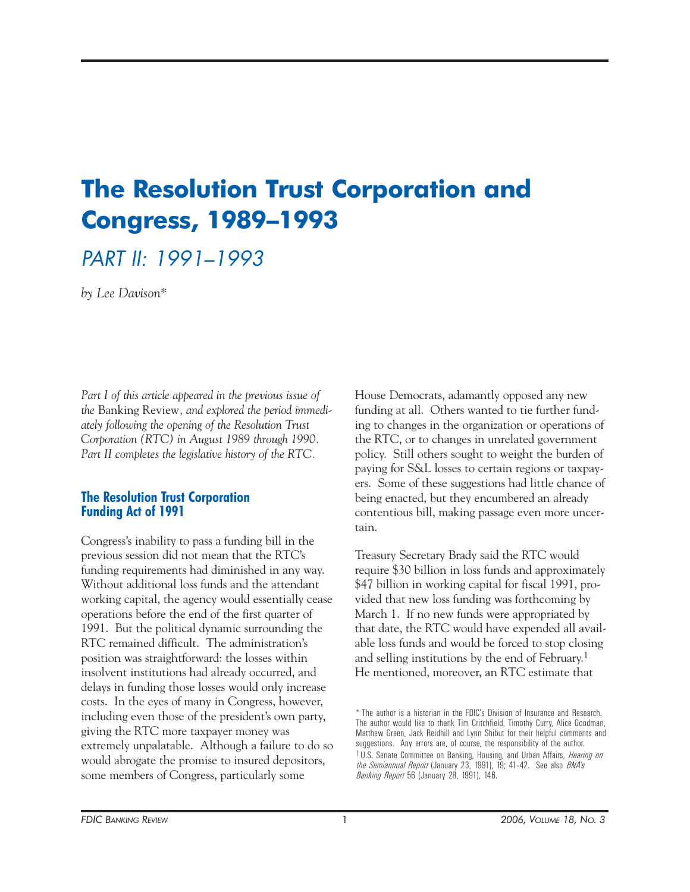# The Resolution Trust Corporation and Congress, 1989–1993

## *PART II: 1991–1993*

*by Lee Davison**

*Part I of this article appeared in the previous issue of the* Banking Review*, and explored the period immediately following the opening of the Resolution Trust Corporation (RTC) in August 1989 through 1990. Part II completes the legislative history of the RTC.*

### The Resolution Trust Corporation Funding Act of 1991

Congress's inability to pass a funding bill in the previous session did not mean that the RTC's funding requirements had diminished in any way. Without additional loss funds and the attendant working capital, the agency would essentially cease operations before the end of the first quarter of 1991. But the political dynamic surrounding the RTC remained difficult. The administration's position was straightforward: the losses within insolvent institutions had already occurred, and delays in funding those losses would only increase costs. In the eyes of many in Congress, however, including even those of the president's own party, giving the RTC more taxpayer money was extremely unpalatable. Although a failure to do so would abrogate the promise to insured depositors, some members of Congress, particularly some House Democrats, adamantly opposed any new funding at all. Others wanted to tie further funding to changes in the organization or operations of the RTC, or to changes in unrelated government policy. Still others sought to weight the burden of paying for S&L losses to certain regions or taxpayers. Some of these suggestions had little chance of being enacted, but they encumbered an already contentious bill, making passage even more uncertain.

Treasury Secretary Brady said the RTC would require $30 billion in loss funds and approximately $47 billion in working capital for fiscal 1991, provided that new loss funding was forthcoming by March 1. If no new funds were appropriated by that date, the RTC would have expended all available loss funds and would be forced to stop closing and selling institutions by the end of February.[1] He mentioned, moreover, an RTC estimate that

---

\* The author is a historian in the FDIC's Division of Insurance and Research. The author would like to thank Tim Critchfield, Timothy Curry, Alice Goodman, Matthew Green, Jack Reidhill and Lynn Shibut for their helpful comments and suggestions. Any errors are, of course, the responsibility of the author.

[1] U.S. Senate Committee on Banking, Housing, and Urban Affairs, *Hearing on the Semiannual Report* (January 23, 1991), 19; 41–42. See also *BNA's Banking Report* 56 (January 28, 1991), 146.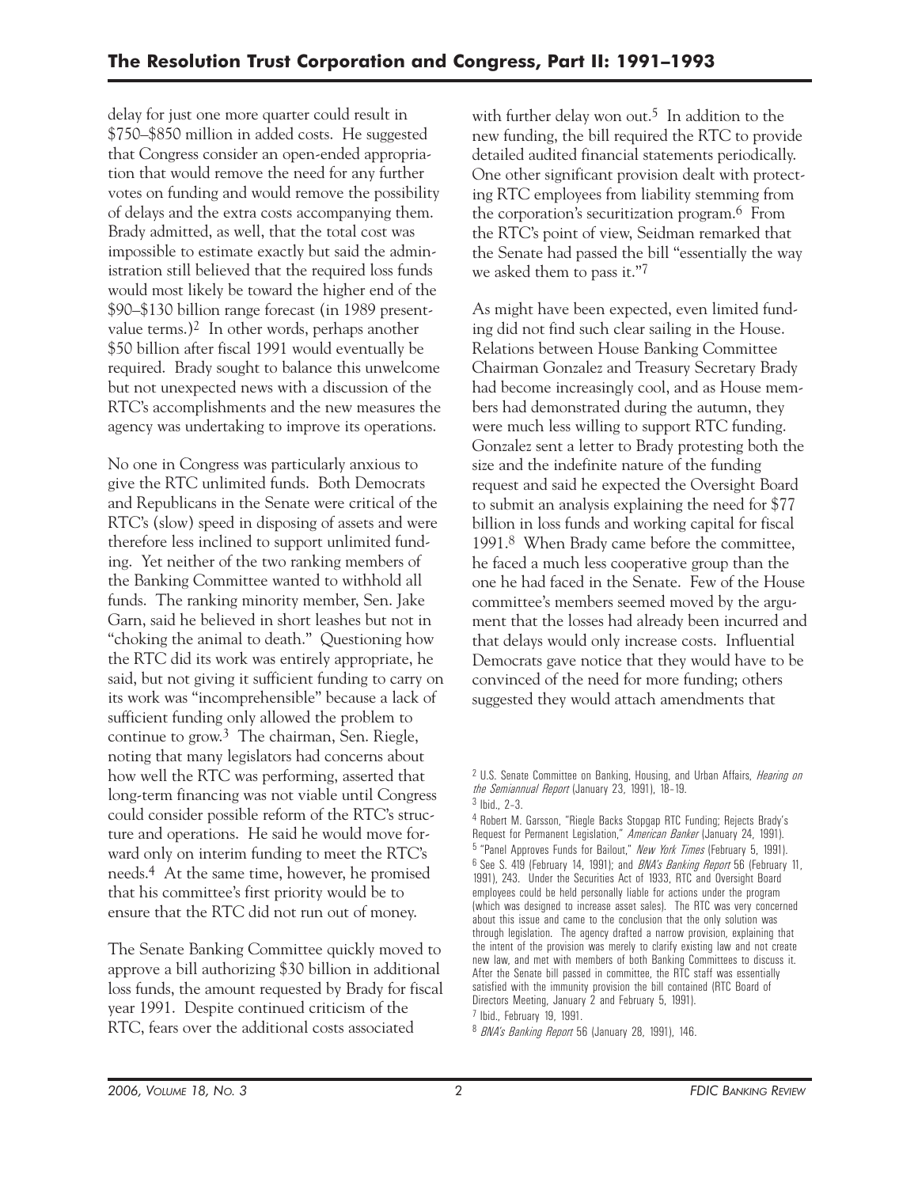delay for just one more quarter could result in \$750–\$850 million in added costs. He suggested that Congress consider an open-ended appropriation that would remove the need for any further votes on funding and would remove the possibility of delays and the extra costs accompanying them. Brady admitted, as well, that the total cost was impossible to estimate exactly but said the administration still believed that the required loss funds would most likely be toward the higher end of the \$90–\$130 billion range forecast (in 1989 present-value terms.)[2] In other words, perhaps another \$50 billion after fiscal 1991 would eventually be required. Brady sought to balance this unwelcome but not unexpected news with a discussion of the RTC's accomplishments and the new measures the agency was undertaking to improve its operations.

No one in Congress was particularly anxious to give the RTC unlimited funds. Both Democrats and Republicans in the Senate were critical of the RTC's (slow) speed in disposing of assets and were therefore less inclined to support unlimited funding. Yet neither of the two ranking members of the Banking Committee wanted to withhold all funds. The ranking minority member, Sen. Jake Garn, said he believed in short leashes but not in "choking the animal to death." Questioning how the RTC did its work was entirely appropriate, he said, but not giving it sufficient funding to carry on its work was "incomprehensible" because a lack of sufficient funding only allowed the problem to continue to grow.[3] The chairman, Sen. Riegle, noting that many legislators had concerns about how well the RTC was performing, asserted that long-term financing was not viable until Congress could consider possible reform of the RTC's structure and operations. He said he would move forward only on interim funding to meet the RTC's needs.[4] At the same time, however, he promised that his committee's first priority would be to ensure that the RTC did not run out of money.

The Senate Banking Committee quickly moved to approve a bill authorizing \$30 billion in additional loss funds, the amount requested by Brady for fiscal year 1991. Despite continued criticism of the RTC, fears over the additional costs associated with further delay won out.[5] In addition to the new funding, the bill required the RTC to provide detailed audited financial statements periodically. One other significant provision dealt with protecting RTC employees from liability stemming from the corporation's securitization program.[6] From the RTC's point of view, Seidman remarked that the Senate had passed the bill "essentially the way we asked them to pass it."[7]

As might have been expected, even limited funding did not find such clear sailing in the House. Relations between House Banking Committee Chairman Gonzalez and Treasury Secretary Brady had become increasingly cool, and as House members had demonstrated during the autumn, they were much less willing to support RTC funding. Gonzalez sent a letter to Brady protesting both the size and the indefinite nature of the funding request and said he expected the Oversight Board to submit an analysis explaining the need for \$77 billion in loss funds and working capital for fiscal 1991.[8] When Brady came before the committee, he faced a much less cooperative group than the one he had faced in the Senate. Few of the House committee's members seemed moved by the argument that the losses had already been incurred and that delays would only increase costs. Influential Democrats gave notice that they would have to be convinced of the need for more funding; others suggested they would attach amendments that

---

[2] U.S. Senate Committee on Banking, Housing, and Urban Affairs, *Hearing on the Semiannual Report* (January 23, 1991), 18–19.

[3] Ibid., 2–3.

[4] Robert M. Garsson, "Riegle Backs Stopgap RTC Funding; Rejects Brady's Request for Permanent Legislation," *American Banker* (January 24, 1991).

[5] "Panel Approves Funds for Bailout," *New York Times* (February 5, 1991).

[6] See S. 419 (February 14, 1991); and *BNA's Banking Report* 56 (February 11, 1991), 243. Under the Securities Act of 1933, RTC and Oversight Board employees could be held personally liable for actions under the program (which was designed to increase asset sales). The RTC was very concerned about this issue and came to the conclusion that the only solution was through legislation. The agency drafted a narrow provision, explaining that the intent of the provision was merely to clarify existing law and not create new law, and met with members of both Banking Committees to discuss it. After the Senate bill passed in committee, the RTC staff was essentially satisfied with the immunity provision the bill contained (RTC Board of Directors Meeting, January 2 and February 5, 1991).

[7] Ibid., February 19, 1991.

[8] *BNA's Banking Report* 56 (January 28, 1991), 146.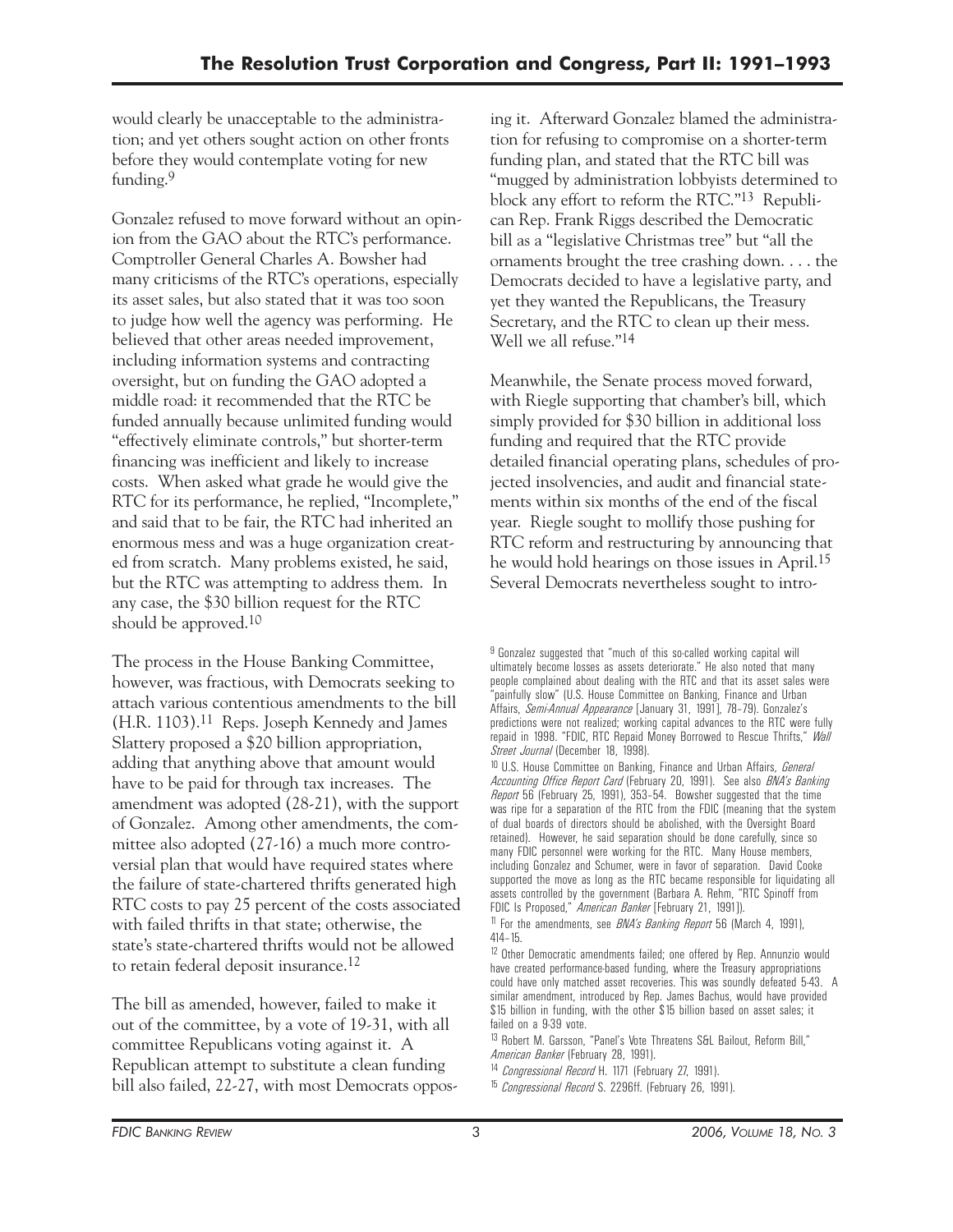would clearly be unacceptable to the administration; and yet others sought action on other fronts before they would contemplate voting for new funding.[9]

Gonzalez refused to move forward without an opinion from the GAO about the RTC's performance. Comptroller General Charles A. Bowsher had many criticisms of the RTC's operations, especially its asset sales, but also stated that it was too soon to judge how well the agency was performing. He believed that other areas needed improvement, including information systems and contracting oversight, but on funding the GAO adopted a middle road: it recommended that the RTC be funded annually because unlimited funding would "effectively eliminate controls," but shorter-term financing was inefficient and likely to increase costs. When asked what grade he would give the RTC for its performance, he replied, "Incomplete," and said that to be fair, the RTC had inherited an enormous mess and was a huge organization created from scratch. Many problems existed, he said, but the RTC was attempting to address them. In any case, the $30 billion request for the RTC should be approved.[10]

The process in the House Banking Committee, however, was fractious, with Democrats seeking to attach various contentious amendments to the bill (H.R. 1103).[11] Reps. Joseph Kennedy and James Slattery proposed a $20 billion appropriation, adding that anything above that amount would have to be paid for through tax increases. The amendment was adopted (28-21), with the support of Gonzalez. Among other amendments, the committee also adopted (27-16) a much more controversial plan that would have required states where the failure of state-chartered thrifts generated high RTC costs to pay 25 percent of the costs associated with failed thrifts in that state; otherwise, the state's state-chartered thrifts would not be allowed to retain federal deposit insurance.[12]

The bill as amended, however, failed to make it out of the committee, by a vote of 19-31, with all committee Republicans voting against it. A Republican attempt to substitute a clean funding bill also failed, 22-27, with most Democrats opposing it. Afterward Gonzalez blamed the administration for refusing to compromise on a shorter-term funding plan, and stated that the RTC bill was "mugged by administration lobbyists determined to block any effort to reform the RTC."[13] Republican Rep. Frank Riggs described the Democratic bill as a "legislative Christmas tree" but "all the ornaments brought the tree crashing down. . . . the Democrats decided to have a legislative party, and yet they wanted the Republicans, the Treasury Secretary, and the RTC to clean up their mess. Well we all refuse."[14]

Meanwhile, the Senate process moved forward, with Riegle supporting that chamber's bill, which simply provided for $30 billion in additional loss funding and required that the RTC provide detailed financial operating plans, schedules of projected insolvencies, and audit and financial statements within six months of the end of the fiscal year. Riegle sought to mollify those pushing for RTC reform and restructuring by announcing that he would hold hearings on those issues in April.[15] Several Democrats nevertheless sought to intro-

---

[9] Gonzalez suggested that "much of this so-called working capital will ultimately become losses as assets deteriorate." He also noted that many people complained about dealing with the RTC and that its asset sales were "painfully slow" (U.S. House Committee on Banking, Finance and Urban Affairs, *Semi-Annual Appearance* [January 31, 1991], 78–79). Gonzalez's predictions were not realized; working capital advances to the RTC were fully repaid in 1998. "FDIC, RTC Repaid Money Borrowed to Rescue Thrifts," *Wall Street Journal* (December 18, 1998).

[10] U.S. House Committee on Banking, Finance and Urban Affairs, *General Accounting Office Report Card* (February 20, 1991). See also *BNA's Banking Report* 56 (February 25, 1991), 353–54. Bowsher suggested that the time was ripe for a separation of the RTC from the FDIC (meaning that the system of dual boards of directors should be abolished, with the Oversight Board retained). However, he said separation should be done carefully, since so many FDIC personnel were working for the RTC. Many House members, including Gonzalez and Schumer, were in favor of separation. David Cooke supported the move as long as the RTC became responsible for liquidating all assets controlled by the government (Barbara A. Rehm, "RTC Spinoff from FDIC Is Proposed," *American Banker* [February 21, 1991]).

[11] For the amendments, see *BNA's Banking Report* 56 (March 4, 1991), 414–15.

[12] Other Democratic amendments failed; one offered by Rep. Annunzio would have created performance-based funding, where the Treasury appropriations could have only matched asset recoveries. This was soundly defeated 5-43. A similar amendment, introduced by Rep. James Bachus, would have provided $15 billion in funding, with the other $15 billion based on asset sales; it failed on a 9-39 vote.

[13] Robert M. Garsson, "Panel's Vote Threatens S&L Bailout, Reform Bill," *American Banker* (February 28, 1991).

[14] *Congressional Record* H. 1171 (February 27, 1991).

[15] *Congressional Record* S. 2296ff. (February 26, 1991).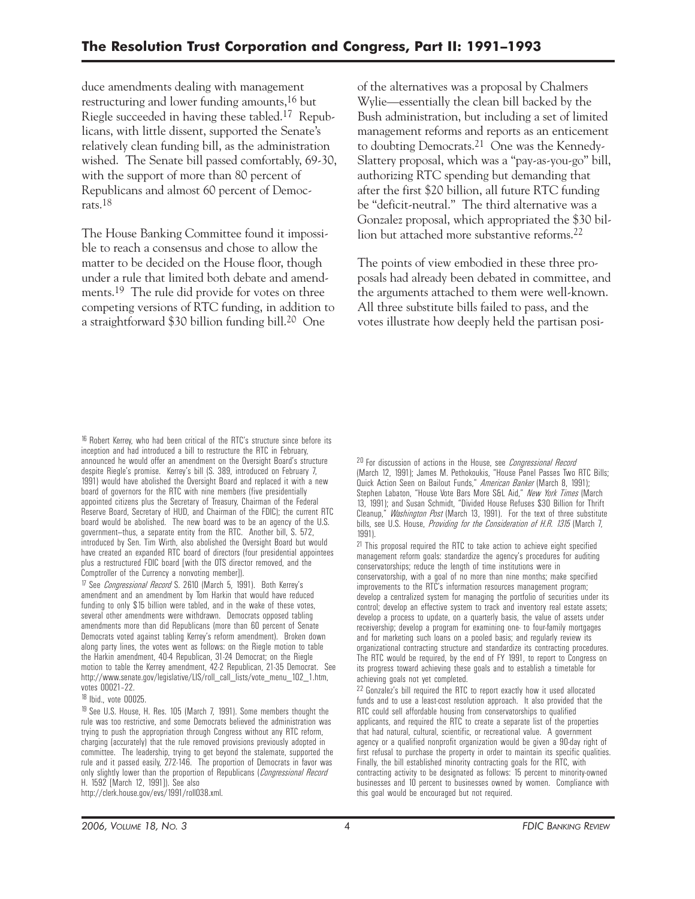duce amendments dealing with management restructuring and lower funding amounts,[16] but Riegle succeeded in having these tabled.[17] Republicans, with little dissent, supported the Senate's relatively clean funding bill, as the administration wished. The Senate bill passed comfortably, 69-30, with the support of more than 80 percent of Republicans and almost 60 percent of Democrats.[18]

The House Banking Committee found it impossible to reach a consensus and chose to allow the matter to be decided on the House floor, though under a rule that limited both debate and amendments.[19] The rule did provide for votes on three competing versions of RTC funding, in addition to a straightforward $30 billion funding bill.[20] One of the alternatives was a proposal by Chalmers Wylie—essentially the clean bill backed by the Bush administration, but including a set of limited management reforms and reports as an enticement to doubting Democrats.[21] One was the Kennedy-Slattery proposal, which was a "pay-as-you-go" bill, authorizing RTC spending but demanding that after the first $20 billion, all future RTC funding be "deficit-neutral." The third alternative was a Gonzalez proposal, which appropriated the $30 billion but attached more substantive reforms.[22]

The points of view embodied in these three proposals had already been debated in committee, and the arguments attached to them were well-known. All three substitute bills failed to pass, and the votes illustrate how deeply held the partisan posi-

---

[16] Robert Kerrey, who had been critical of the RTC's structure since before its inception and had introduced a bill to restructure the RTC in February, announced he would offer an amendment on the Oversight Board's structure despite Riegle's promise. Kerrey's bill (S. 389, introduced on February 7, 1991) would have abolished the Oversight Board and replaced it with a new board of governors for the RTC with nine members (five presidentially appointed citizens plus the Secretary of Treasury, Chairman of the Federal Reserve Board, Secretary of HUD, and Chairman of the FDIC); the current RTC board would be abolished. The new board was to be an agency of the U.S. government—thus, a separate entity from the RTC. Another bill, S. 572, introduced by Sen. Tim Wirth, also abolished the Oversight Board but would have created an expanded RTC board of directors (four presidential appointees plus a restructured FDIC board [with the OTS director removed, and the Comptroller of the Currency a nonvoting member]).

[17] See *Congressional Record* S. 2610 (March 5, 1991). Both Kerrey's amendment and an amendment by Tom Harkin that would have reduced funding to only $15 billion were tabled, and in the wake of these votes, several other amendments were withdrawn. Democrats opposed tabling amendments more than did Republicans (more than 60 percent of Senate Democrats voted against tabling Kerrey's reform amendment). Broken down along party lines, the votes went as follows: on the Riegle motion to table the Harkin amendment, 40-4 Republican, 31-24 Democrat; on the Riegle motion to table the Kerrey amendment, 42-2 Republican, 21-35 Democrat. See http://www.senate.gov/legislative/LIS/roll_call_lists/vote_menu_102_1.htm, votes 00021–22.

[18] Ibid., vote 00025.

[19] See U.S. House, H. Res. 105 (March 7, 1991). Some members thought the rule was too restrictive, and some Democrats believed the administration was trying to push the appropriation through Congress without any RTC reform, charging (accurately) that the rule removed provisions previously adopted in committee. The leadership, trying to get beyond the stalemate, supported the rule and it passed easily, 272-146. The proportion of Democrats in favor was only slightly lower than the proportion of Republicans (*Congressional Record* H. 1592 [March 12, 1991]). See also http://clerk.house.gov/evs/1991/roll038.xml.

[20] For discussion of actions in the House, see *Congressional Record* (March 12, 1991); James M. Pethokoukis, "House Panel Passes Two RTC Bills; Quick Action Seen on Bailout Funds," *American Banker* (March 8, 1991); Stephen Labaton, "House Vote Bars More S&L Aid," *New York Times* (March 13, 1991); and Susan Schmidt, "Divided House Refuses $30 Billion for Thrift Cleanup," *Washington Post* (March 13, 1991). For the text of three substitute bills, see U.S. House, *Providing for the Consideration of H.R. 1315* (March 7, 1991).

[21] This proposal required the RTC to take action to achieve eight specified management reform goals: standardize the agency's procedures for auditing conservatorships; reduce the length of time institutions were in conservatorship, with a goal of no more than nine months; make specified improvements to the RTC's information resources management program; develop a centralized system for managing the portfolio of securities under its control; develop an effective system to track and inventory real estate assets; develop a process to update, on a quarterly basis, the value of assets under receivership; develop a program for examining one- to four-family mortgages and for marketing such loans on a pooled basis; and regularly review its organizational contracting structure and standardize its contracting procedures. The RTC would be required, by the end of FY 1991, to report to Congress on its progress toward achieving these goals and to establish a timetable for achieving goals not yet completed.

[22] Gonzalez's bill required the RTC to report exactly how it used allocated funds and to use a least-cost resolution approach. It also provided that the RTC could sell affordable housing from conservatorships to qualified applicants, and required the RTC to create a separate list of the properties that had natural, cultural, scientific, or recreational value. A government agency or a qualified nonprofit organization would be given a 90-day right of first refusal to purchase the property in order to maintain its specific qualities. Finally, the bill established minority contracting goals for the RTC, with contracting activity to be designated as follows: 15 percent to minority-owned businesses and 10 percent to businesses owned by women. Compliance with this goal would be encouraged but not required.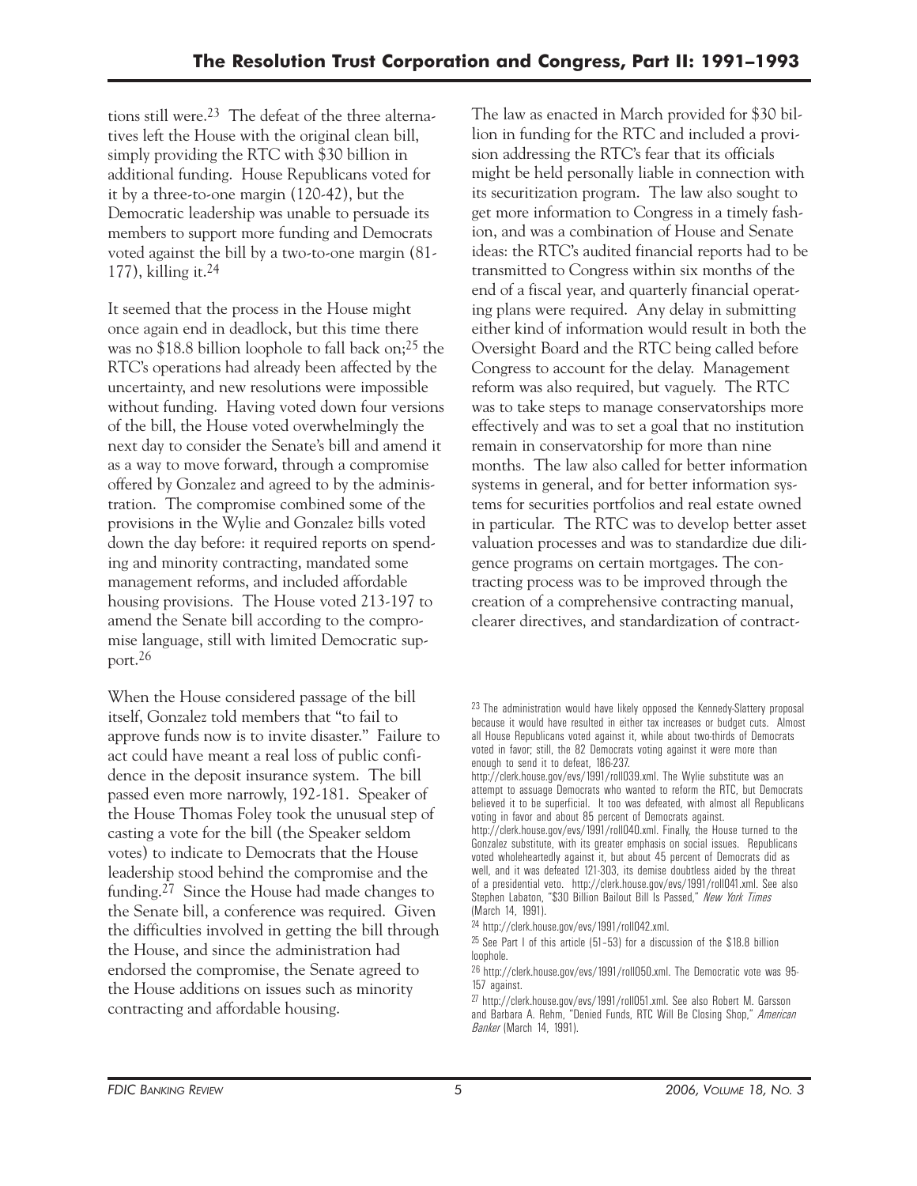tions still were.[23] The defeat of the three alternatives left the House with the original clean bill, simply providing the RTC with $30 billion in additional funding. House Republicans voted for it by a three-to-one margin (120-42), but the Democratic leadership was unable to persuade its members to support more funding and Democrats voted against the bill by a two-to-one margin (81-177), killing it.[24]

It seemed that the process in the House might once again end in deadlock, but this time there was no $18.8 billion loophole to fall back on;[25] the RTC's operations had already been affected by the uncertainty, and new resolutions were impossible without funding. Having voted down four versions of the bill, the House voted overwhelmingly the next day to consider the Senate's bill and amend it as a way to move forward, through a compromise offered by Gonzalez and agreed to by the administration. The compromise combined some of the provisions in the Wylie and Gonzalez bills voted down the day before: it required reports on spending and minority contracting, mandated some management reforms, and included affordable housing provisions. The House voted 213-197 to amend the Senate bill according to the compromise language, still with limited Democratic support.[26]

When the House considered passage of the bill itself, Gonzalez told members that "to fail to approve funds now is to invite disaster." Failure to act could have meant a real loss of public confidence in the deposit insurance system. The bill passed even more narrowly, 192-181. Speaker of the House Thomas Foley took the unusual step of casting a vote for the bill (the Speaker seldom votes) to indicate to Democrats that the House leadership stood behind the compromise and the funding.[27] Since the House had made changes to the Senate bill, a conference was required. Given the difficulties involved in getting the bill through the House, and since the administration had endorsed the compromise, the Senate agreed to the House additions on issues such as minority contracting and affordable housing.

The law as enacted in March provided for $30 billion in funding for the RTC and included a provision addressing the RTC's fear that its officials might be held personally liable in connection with its securitization program. The law also sought to get more information to Congress in a timely fashion, and was a combination of House and Senate ideas: the RTC's audited financial reports had to be transmitted to Congress within six months of the end of a fiscal year, and quarterly financial operating plans were required. Any delay in submitting either kind of information would result in both the Oversight Board and the RTC being called before Congress to account for the delay. Management reform was also required, but vaguely. The RTC was to take steps to manage conservatorships more effectively and was to set a goal that no institution remain in conservatorship for more than nine months. The law also called for better information systems in general, and for better information systems for securities portfolios and real estate owned in particular. The RTC was to develop better asset valuation processes and was to standardize due diligence programs on certain mortgages. The contracting process was to be improved through the creation of a comprehensive contracting manual, clearer directives, and standardization of contract-

---

[23] The administration would have likely opposed the Kennedy-Slattery proposal because it would have resulted in either tax increases or budget cuts. Almost all House Republicans voted against it, while about two-thirds of Democrats voted in favor; still, the 82 Democrats voting against it were more than enough to send it to defeat, 186-237. http://clerk.house.gov/evs/1991/roll039.xml. The Wylie substitute was an attempt to assuage Democrats who wanted to reform the RTC, but Democrats believed it to be superficial. It too was defeated, with almost all Republicans voting in favor and about 85 percent of Democrats against. http://clerk.house.gov/evs/1991/roll040.xml. Finally, the House turned to the Gonzalez substitute, with its greater emphasis on social issues. Republicans voted wholeheartedly against it, but about 45 percent of Democrats did as well, and it was defeated 121-303, its demise doubtless aided by the threat of a presidential veto. http://clerk.house.gov/evs/1991/roll041.xml. See also Stephen Labaton, "$30 Billion Bailout Bill Is Passed," *New York Times* (March 14, 1991).

[24] http://clerk.house.gov/evs/1991/roll042.xml.

[25] See Part I of this article (51–53) for a discussion of the $18.8 billion loophole.

[26] http://clerk.house.gov/evs/1991/roll050.xml. The Democratic vote was 95-157 against.

[27] http://clerk.house.gov/evs/1991/roll051.xml. See also Robert M. Garsson and Barbara A. Rehm, "Denied Funds, RTC Will Be Closing Shop," *American Banker* (March 14, 1991).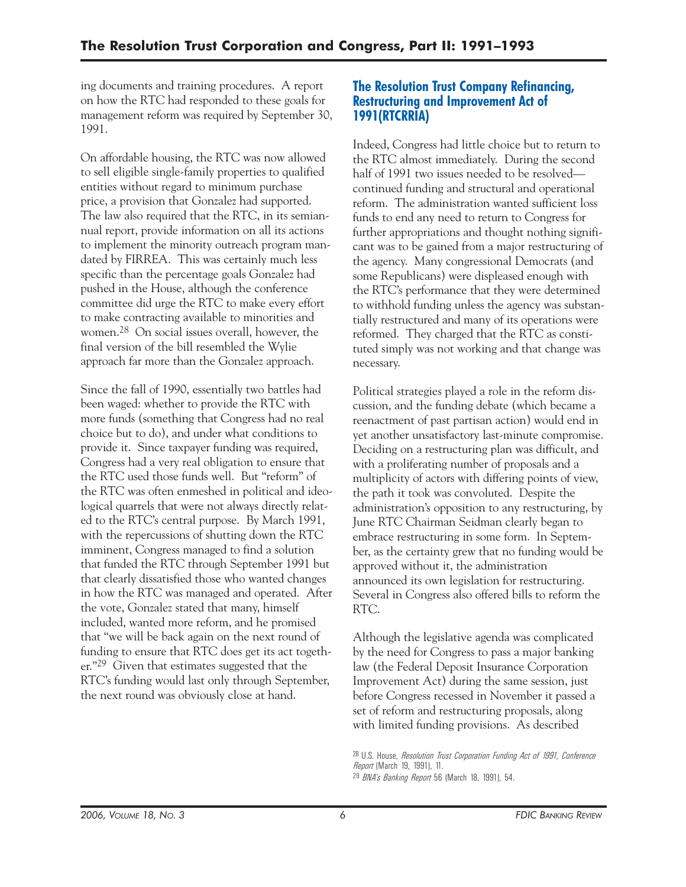ing documents and training procedures. A report on how the RTC had responded to these goals for management reform was required by September 30, 1991.

On affordable housing, the RTC was now allowed to sell eligible single-family properties to qualified entities without regard to minimum purchase price, a provision that Gonzalez had supported. The law also required that the RTC, in its semiannual report, provide information on all its actions to implement the minority outreach program mandated by FIRREA. This was certainly much less specific than the percentage goals Gonzalez had pushed in the House, although the conference committee did urge the RTC to make every effort to make contracting available to minorities and women.[28] On social issues overall, however, the final version of the bill resembled the Wylie approach far more than the Gonzalez approach.

Since the fall of 1990, essentially two battles had been waged: whether to provide the RTC with more funds (something that Congress had no real choice but to do), and under what conditions to provide it. Since taxpayer funding was required, Congress had a very real obligation to ensure that the RTC used those funds well. But "reform" of the RTC was often enmeshed in political and ideological quarrels that were not always directly related to the RTC's central purpose. By March 1991, with the repercussions of shutting down the RTC imminent, Congress managed to find a solution that funded the RTC through September 1991 but that clearly dissatisfied those who wanted changes in how the RTC was managed and operated. After the vote, Gonzalez stated that many, himself included, wanted more reform, and he promised that "we will be back again on the next round of funding to ensure that RTC does get its act together."[29] Given that estimates suggested that the RTC's funding would last only through September, the next round was obviously close at hand.

## The Resolution Trust Company Refinancing, Restructuring and Improvement Act of 1991(RTCRRIA)

Indeed, Congress had little choice but to return to the RTC almost immediately. During the second half of 1991 two issues needed to be resolved—continued funding and structural and operational reform. The administration wanted sufficient loss funds to end any need to return to Congress for further appropriations and thought nothing significant was to be gained from a major restructuring of the agency. Many congressional Democrats (and some Republicans) were displeased enough with the RTC's performance that they were determined to withhold funding unless the agency was substantially restructured and many of its operations were reformed. They charged that the RTC as constituted simply was not working and that change was necessary.

Political strategies played a role in the reform discussion, and the funding debate (which became a reenactment of past partisan action) would end in yet another unsatisfactory last-minute compromise. Deciding on a restructuring plan was difficult, and with a proliferating number of proposals and a multiplicity of actors with differing points of view, the path it took was convoluted. Despite the administration's opposition to any restructuring, by June RTC Chairman Seidman clearly began to embrace restructuring in some form. In September, as the certainty grew that no funding would be approved without it, the administration announced its own legislation for restructuring. Several in Congress also offered bills to reform the RTC.

Although the legislative agenda was complicated by the need for Congress to pass a major banking law (the Federal Deposit Insurance Corporation Improvement Act) during the same session, just before Congress recessed in November it passed a set of reform and restructuring proposals, along with limited funding provisions. As described

[28] U.S. House, *Resolution Trust Corporation Funding Act of 1991, Conference Report* (March 19, 1991), 11.

[29] *BNA's Banking Report* 56 (March 18, 1991), 54.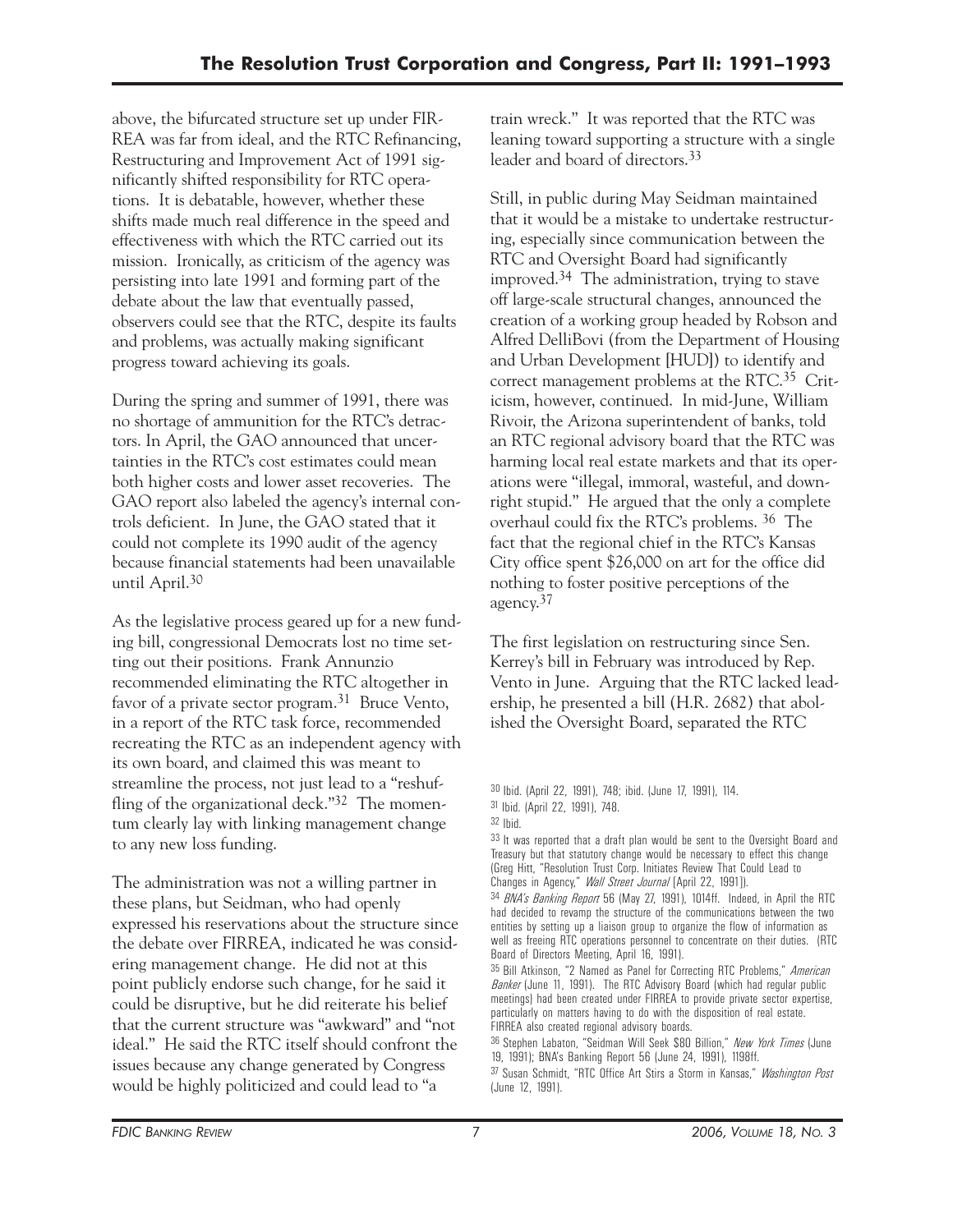above, the bifurcated structure set up under FIRREA was far from ideal, and the RTC Refinancing, Restructuring and Improvement Act of 1991 significantly shifted responsibility for RTC operations. It is debatable, however, whether these shifts made much real difference in the speed and effectiveness with which the RTC carried out its mission. Ironically, as criticism of the agency was persisting into late 1991 and forming part of the debate about the law that eventually passed, observers could see that the RTC, despite its faults and problems, was actually making significant progress toward achieving its goals.

During the spring and summer of 1991, there was no shortage of ammunition for the RTC's detractors. In April, the GAO announced that uncertainties in the RTC's cost estimates could mean both higher costs and lower asset recoveries. The GAO report also labeled the agency's internal controls deficient. In June, the GAO stated that it could not complete its 1990 audit of the agency because financial statements had been unavailable until April.[30]

As the legislative process geared up for a new funding bill, congressional Democrats lost no time setting out their positions. Frank Annunzio recommended eliminating the RTC altogether in favor of a private sector program.[31] Bruce Vento, in a report of the RTC task force, recommended recreating the RTC as an independent agency with its own board, and claimed this was meant to streamline the process, not just lead to a "reshuffling of the organizational deck."[32] The momentum clearly lay with linking management change to any new loss funding.

The administration was not a willing partner in these plans, but Seidman, who had openly expressed his reservations about the structure since the debate over FIRREA, indicated he was considering management change. He did not at this point publicly endorse such change, for he said it could be disruptive, but he did reiterate his belief that the current structure was "awkward" and "not ideal." He said the RTC itself should confront the issues because any change generated by Congress would be highly politicized and could lead to "a train wreck." It was reported that the RTC was leaning toward supporting a structure with a single leader and board of directors.[33]

Still, in public during May Seidman maintained that it would be a mistake to undertake restructuring, especially since communication between the RTC and Oversight Board had significantly improved.[34] The administration, trying to stave off large-scale structural changes, announced the creation of a working group headed by Robson and Alfred DelliBovi (from the Department of Housing and Urban Development [HUD]) to identify and correct management problems at the RTC.[35] Criticism, however, continued. In mid-June, William Rivoir, the Arizona superintendent of banks, told an RTC regional advisory board that the RTC was harming local real estate markets and that its operations were "illegal, immoral, wasteful, and downright stupid." He argued that the only a complete overhaul could fix the RTC's problems.[36] The fact that the regional chief in the RTC's Kansas City office spent $26,000 on art for the office did nothing to foster positive perceptions of the agency.[37]

The first legislation on restructuring since Sen. Kerrey's bill in February was introduced by Rep. Vento in June. Arguing that the RTC lacked leadership, he presented a bill (H.R. 2682) that abolished the Oversight Board, separated the RTC

---

[30] Ibid. (April 22, 1991), 748; ibid. (June 17, 1991), 114.

[31] Ibid. (April 22, 1991), 748.

[32] Ibid.

[33] It was reported that a draft plan would be sent to the Oversight Board and Treasury but that statutory change would be necessary to effect this change (Greg Hitt, "Resolution Trust Corp. Initiates Review That Could Lead to Changes in Agency," *Wall Street Journal* [April 22, 1991]).

[34] *BNA's Banking Report* 56 (May 27, 1991), 1014ff. Indeed, in April the RTC had decided to revamp the structure of the communications between the two entities by setting up a liaison group to organize the flow of information as well as freeing RTC operations personnel to concentrate on their duties. (RTC Board of Directors Meeting, April 16, 1991).

[35] Bill Atkinson, "2 Named as Panel for Correcting RTC Problems," *American Banker* (June 11, 1991). The RTC Advisory Board (which had regular public meetings) had been created under FIRREA to provide private sector expertise, particularly on matters having to do with the disposition of real estate. FIRREA also created regional advisory boards.

[36] Stephen Labaton, "Seidman Will Seek $80 Billion," *New York Times* (June 19, 1991); BNA's Banking Report 56 (June 24, 1991), 1198ff.

[37] Susan Schmidt, "RTC Office Art Stirs a Storm in Kansas," *Washington Post* (June 12, 1991).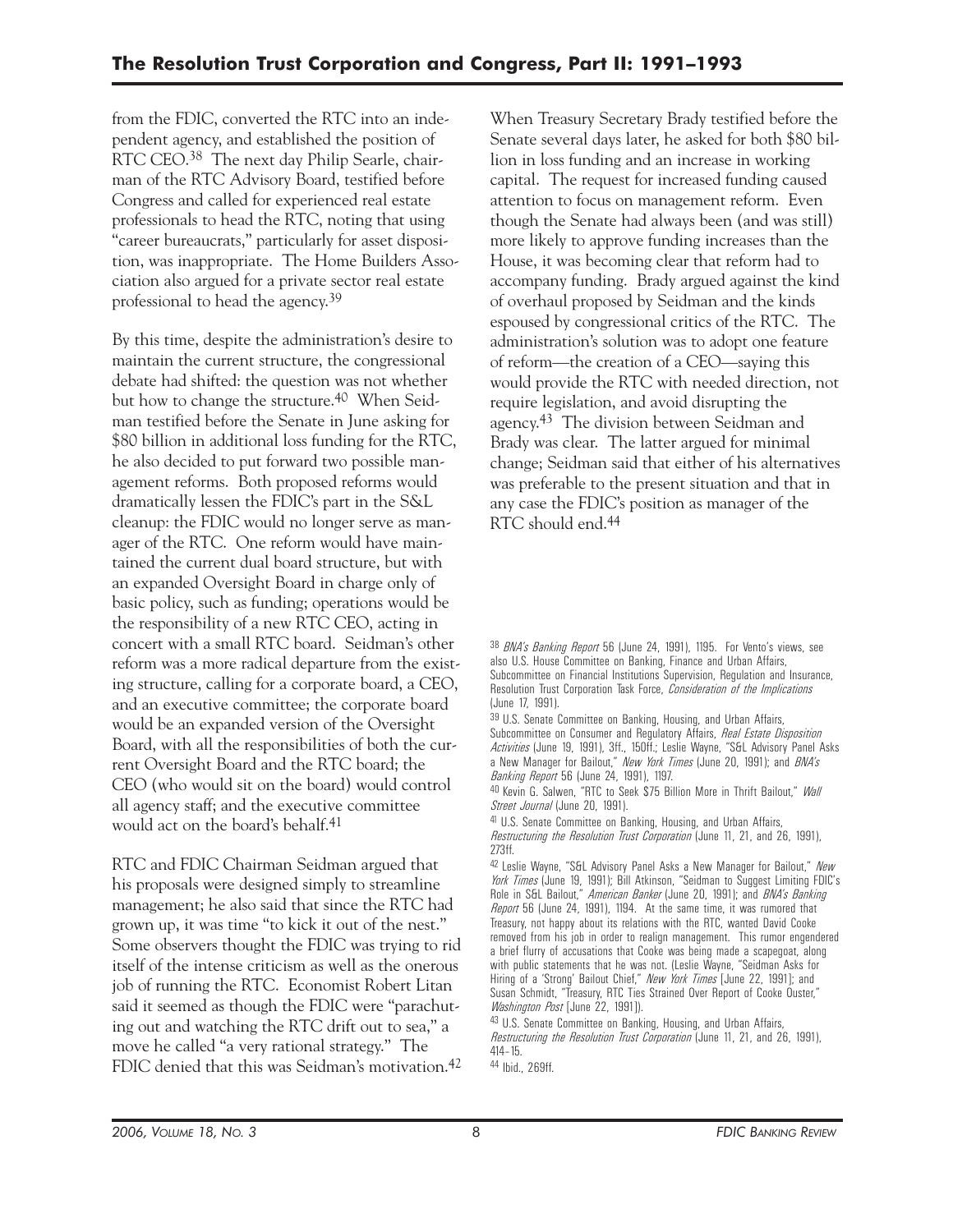from the FDIC, converted the RTC into an independent agency, and established the position of RTC CEO.[38] The next day Philip Searle, chairman of the RTC Advisory Board, testified before Congress and called for experienced real estate professionals to head the RTC, noting that using "career bureaucrats," particularly for asset disposition, was inappropriate. The Home Builders Association also argued for a private sector real estate professional to head the agency.[39]

By this time, despite the administration's desire to maintain the current structure, the congressional debate had shifted: the question was not whether but how to change the structure.[40] When Seidman testified before the Senate in June asking for \$80 billion in additional loss funding for the RTC, he also decided to put forward two possible management reforms. Both proposed reforms would dramatically lessen the FDIC's part in the S&L cleanup: the FDIC would no longer serve as manager of the RTC. One reform would have maintained the current dual board structure, but with an expanded Oversight Board in charge only of basic policy, such as funding; operations would be the responsibility of a new RTC CEO, acting in concert with a small RTC board. Seidman's other reform was a more radical departure from the existing structure, calling for a corporate board, a CEO, and an executive committee; the corporate board would be an expanded version of the Oversight Board, with all the responsibilities of both the current Oversight Board and the RTC board; the CEO (who would sit on the board) would control all agency staff; and the executive committee would act on the board's behalf.[41]

RTC and FDIC Chairman Seidman argued that his proposals were designed simply to streamline management; he also said that since the RTC had grown up, it was time "to kick it out of the nest." Some observers thought the FDIC was trying to rid itself of the intense criticism as well as the onerous job of running the RTC. Economist Robert Litan said it seemed as though the FDIC were "parachuting out and watching the RTC drift out to sea," a move he called "a very rational strategy." The FDIC denied that this was Seidman's motivation.[42]

When Treasury Secretary Brady testified before the Senate several days later, he asked for both \$80 billion in loss funding and an increase in working capital. The request for increased funding caused attention to focus on management reform. Even though the Senate had always been (and was still) more likely to approve funding increases than the House, it was becoming clear that reform had to accompany funding. Brady argued against the kind of overhaul proposed by Seidman and the kinds espoused by congressional critics of the RTC. The administration's solution was to adopt one feature of reform—the creation of a CEO—saying this would provide the RTC with needed direction, not require legislation, and avoid disrupting the agency.[43] The division between Seidman and Brady was clear. The latter argued for minimal change; Seidman said that either of his alternatives was preferable to the present situation and that in any case the FDIC's position as manager of the RTC should end.[44]

---

[38] *BNA's Banking Report* 56 (June 24, 1991), 1195. For Vento's views, see also U.S. House Committee on Banking, Finance and Urban Affairs, Subcommittee on Financial Institutions Supervision, Regulation and Insurance, Resolution Trust Corporation Task Force, *Consideration of the Implications* (June 17, 1991).

[39] U.S. Senate Committee on Banking, Housing, and Urban Affairs, Subcommittee on Consumer and Regulatory Affairs, *Real Estate Disposition Activities* (June 19, 1991), 3ff., 150ff.; Leslie Wayne, "S&L Advisory Panel Asks a New Manager for Bailout," *New York Times* (June 20, 1991); and *BNA's Banking Report* 56 (June 24, 1991), 1197.

[40] Kevin G. Salwen, "RTC to Seek \$75 Billion More in Thrift Bailout," *Wall Street Journal* (June 20, 1991).

[41] U.S. Senate Committee on Banking, Housing, and Urban Affairs, *Restructuring the Resolution Trust Corporation* (June 11, 21, and 26, 1991), 273ff.

[42] Leslie Wayne, "S&L Advisory Panel Asks a New Manager for Bailout," *New York Times* (June 19, 1991); Bill Atkinson, "Seidman to Suggest Limiting FDIC's Role in S&L Bailout," *American Banker* (June 20, 1991); and *BNA's Banking Report* 56 (June 24, 1991), 1194. At the same time, it was rumored that Treasury, not happy about its relations with the RTC, wanted David Cooke removed from his job in order to realign management. This rumor engendered a brief flurry of accusations that Cooke was being made a scapegoat, along with public statements that he was not. (Leslie Wayne, "Seidman Asks for Hiring of a 'Strong' Bailout Chief," *New York Times* [June 22, 1991]; and Susan Schmidt, "Treasury, RTC Ties Strained Over Report of Cooke Ouster," *Washington Post* [June 22, 1991]).

[43] U.S. Senate Committee on Banking, Housing, and Urban Affairs, *Restructuring the Resolution Trust Corporation* (June 11, 21, and 26, 1991), 414–15.

[44] Ibid., 269ff.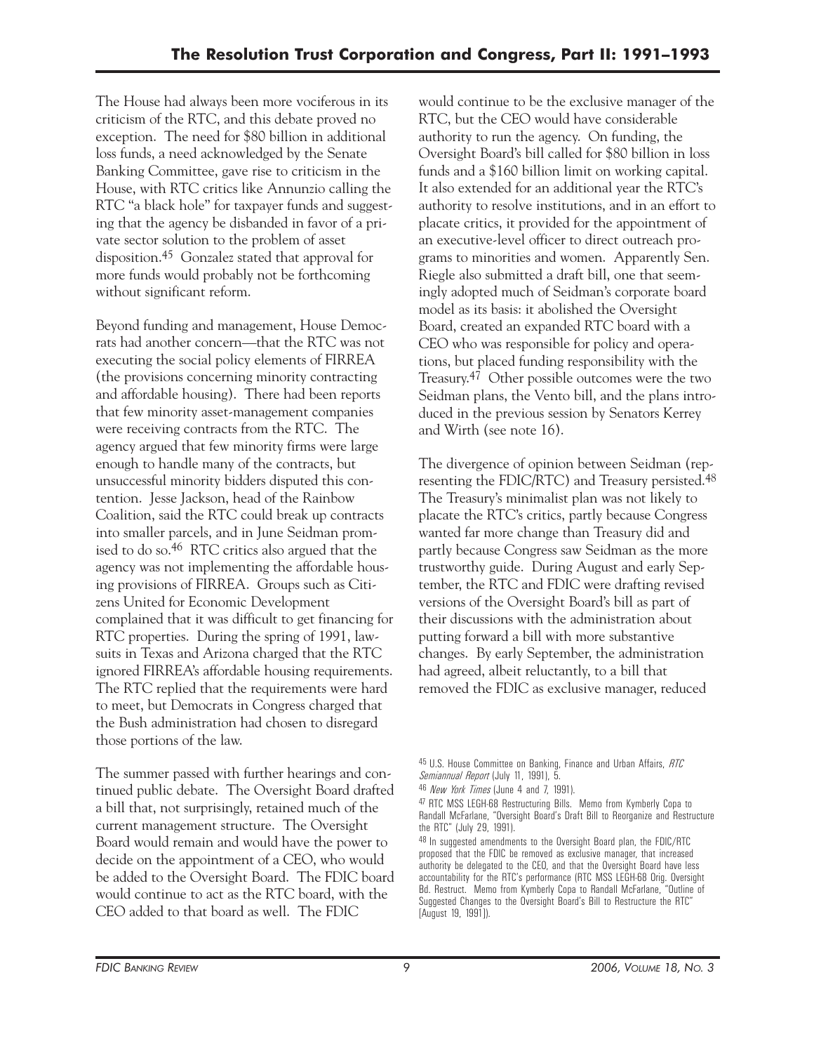The House had always been more vociferous in its criticism of the RTC, and this debate proved no exception. The need for $80 billion in additional loss funds, a need acknowledged by the Senate Banking Committee, gave rise to criticism in the House, with RTC critics like Annunzio calling the RTC "a black hole" for taxpayer funds and suggesting that the agency be disbanded in favor of a private sector solution to the problem of asset disposition.[45] Gonzalez stated that approval for more funds would probably not be forthcoming without significant reform.

Beyond funding and management, House Democrats had another concern—that the RTC was not executing the social policy elements of FIRREA (the provisions concerning minority contracting and affordable housing). There had been reports that few minority asset-management companies were receiving contracts from the RTC. The agency argued that few minority firms were large enough to handle many of the contracts, but unsuccessful minority bidders disputed this contention. Jesse Jackson, head of the Rainbow Coalition, said the RTC could break up contracts into smaller parcels, and in June Seidman promised to do so.[46] RTC critics also argued that the agency was not implementing the affordable housing provisions of FIRREA. Groups such as Citizens United for Economic Development complained that it was difficult to get financing for RTC properties. During the spring of 1991, lawsuits in Texas and Arizona charged that the RTC ignored FIRREA's affordable housing requirements. The RTC replied that the requirements were hard to meet, but Democrats in Congress charged that the Bush administration had chosen to disregard those portions of the law.

The summer passed with further hearings and continued public debate. The Oversight Board drafted a bill that, not surprisingly, retained much of the current management structure. The Oversight Board would remain and would have the power to decide on the appointment of a CEO, who would be added to the Oversight Board. The FDIC board would continue to act as the RTC board, with the CEO added to that board as well. The FDIC would continue to be the exclusive manager of the RTC, but the CEO would have considerable authority to run the agency. On funding, the Oversight Board's bill called for $80 billion in loss funds and a $160 billion limit on working capital. It also extended for an additional year the RTC's authority to resolve institutions, and in an effort to placate critics, it provided for the appointment of an executive-level officer to direct outreach programs to minorities and women. Apparently Sen. Riegle also submitted a draft bill, one that seemingly adopted much of Seidman's corporate board model as its basis: it abolished the Oversight Board, created an expanded RTC board with a CEO who was responsible for policy and operations, but placed funding responsibility with the Treasury.[47] Other possible outcomes were the two Seidman plans, the Vento bill, and the plans introduced in the previous session by Senators Kerrey and Wirth (see note 16).

The divergence of opinion between Seidman (representing the FDIC/RTC) and Treasury persisted.[48] The Treasury's minimalist plan was not likely to placate the RTC's critics, partly because Congress wanted far more change than Treasury did and partly because Congress saw Seidman as the more trustworthy guide. During August and early September, the RTC and FDIC were drafting revised versions of the Oversight Board's bill as part of their discussions with the administration about putting forward a bill with more substantive changes. By early September, the administration had agreed, albeit reluctantly, to a bill that removed the FDIC as exclusive manager, reduced

[45] U.S. House Committee on Banking, Finance and Urban Affairs, *RTC Semiannual Report* (July 11, 1991), 5.

[46] *New York Times* (June 4 and 7, 1991).

[47] RTC MSS LEGH-68 Restructuring Bills. Memo from Kymberly Copa to Randall McFarlane, "Oversight Board's Draft Bill to Reorganize and Restructure the RTC" (July 29, 1991).

[48] In suggested amendments to the Oversight Board plan, the FDIC/RTC proposed that the FDIC be removed as exclusive manager, that increased authority be delegated to the CEO, and that the Oversight Board have less accountability for the RTC's performance (RTC MSS LEGH-68 Orig. Oversight Bd. Restruct. Memo from Kymberly Copa to Randall McFarlane, "Outline of Suggested Changes to the Oversight Board's Bill to Restructure the RTC" [August 19, 1991]).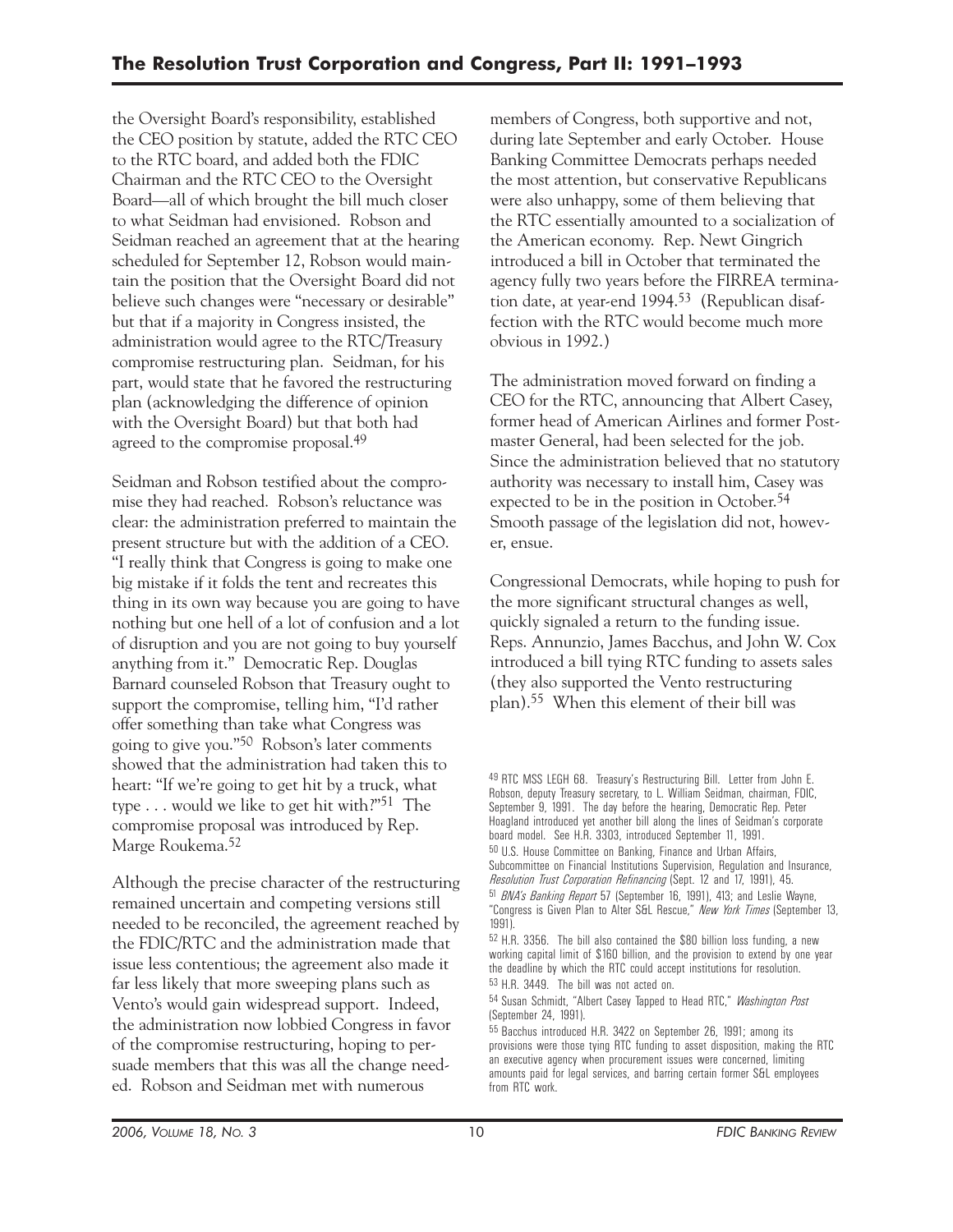the Oversight Board's responsibility, established the CEO position by statute, added the RTC CEO to the RTC board, and added both the FDIC Chairman and the RTC CEO to the Oversight Board—all of which brought the bill much closer to what Seidman had envisioned. Robson and Seidman reached an agreement that at the hearing scheduled for September 12, Robson would maintain the position that the Oversight Board did not believe such changes were "necessary or desirable" but that if a majority in Congress insisted, the administration would agree to the RTC/Treasury compromise restructuring plan. Seidman, for his part, would state that he favored the restructuring plan (acknowledging the difference of opinion with the Oversight Board) but that both had agreed to the compromise proposal.[49]

Seidman and Robson testified about the compromise they had reached. Robson's reluctance was clear: the administration preferred to maintain the present structure but with the addition of a CEO. "I really think that Congress is going to make one big mistake if it folds the tent and recreates this thing in its own way because you are going to have nothing but one hell of a lot of confusion and a lot of disruption and you are not going to buy yourself anything from it." Democratic Rep. Douglas Barnard counseled Robson that Treasury ought to support the compromise, telling him, "I'd rather offer something than take what Congress was going to give you."[50] Robson's later comments showed that the administration had taken this to heart: "If we're going to get hit by a truck, what type . . . would we like to get hit with?"[51] The compromise proposal was introduced by Rep. Marge Roukema.[52]

Although the precise character of the restructuring remained uncertain and competing versions still needed to be reconciled, the agreement reached by the FDIC/RTC and the administration made that issue less contentious; the agreement also made it far less likely that more sweeping plans such as Vento's would gain widespread support. Indeed, the administration now lobbied Congress in favor of the compromise restructuring, hoping to persuade members that this was all the change needed. Robson and Seidman met with numerous members of Congress, both supportive and not, during late September and early October. House Banking Committee Democrats perhaps needed the most attention, but conservative Republicans were also unhappy, some of them believing that the RTC essentially amounted to a socialization of the American economy. Rep. Newt Gingrich introduced a bill in October that terminated the agency fully two years before the FIRREA termination date, at year-end 1994.[53] (Republican disaffection with the RTC would become much more obvious in 1992.)

The administration moved forward on finding a CEO for the RTC, announcing that Albert Casey, former head of American Airlines and former Postmaster General, had been selected for the job. Since the administration believed that no statutory authority was necessary to install him, Casey was expected to be in the position in October.[54] Smooth passage of the legislation did not, however, ensue.

Congressional Democrats, while hoping to push for the more significant structural changes as well, quickly signaled a return to the funding issue. Reps. Annunzio, James Bacchus, and John W. Cox introduced a bill tying RTC funding to assets sales (they also supported the Vento restructuring plan).[55] When this element of their bill was

---

[49] RTC MSS LEGH 68. Treasury's Restructuring Bill. Letter from John E. Robson, deputy Treasury secretary, to L. William Seidman, chairman, FDIC, September 9, 1991. The day before the hearing, Democratic Rep. Peter Hoagland introduced yet another bill along the lines of Seidman's corporate board model. See H.R. 3303, introduced September 11, 1991.

[50] U.S. House Committee on Banking, Finance and Urban Affairs, Subcommittee on Financial Institutions Supervision, Regulation and Insurance, *Resolution Trust Corporation Refinancing* (Sept. 12 and 17, 1991), 45.

[51] *BNA's Banking Report* 57 (September 16, 1991), 413; and Leslie Wayne, "Congress is Given Plan to Alter S&L Rescue," *New York Times* (September 13, 1991).

[52] H.R. 3356. The bill also contained the $80 billion loss funding, a new working capital limit of $160 billion, and the provision to extend by one year the deadline by which the RTC could accept institutions for resolution.

[53] H.R. 3449. The bill was not acted on.

[54] Susan Schmidt, "Albert Casey Tapped to Head RTC," *Washington Post* (September 24, 1991).

[55] Bacchus introduced H.R. 3422 on September 26, 1991; among its provisions were those tying RTC funding to asset disposition, making the RTC an executive agency when procurement issues were concerned, limiting amounts paid for legal services, and barring certain former S&L employees from RTC work.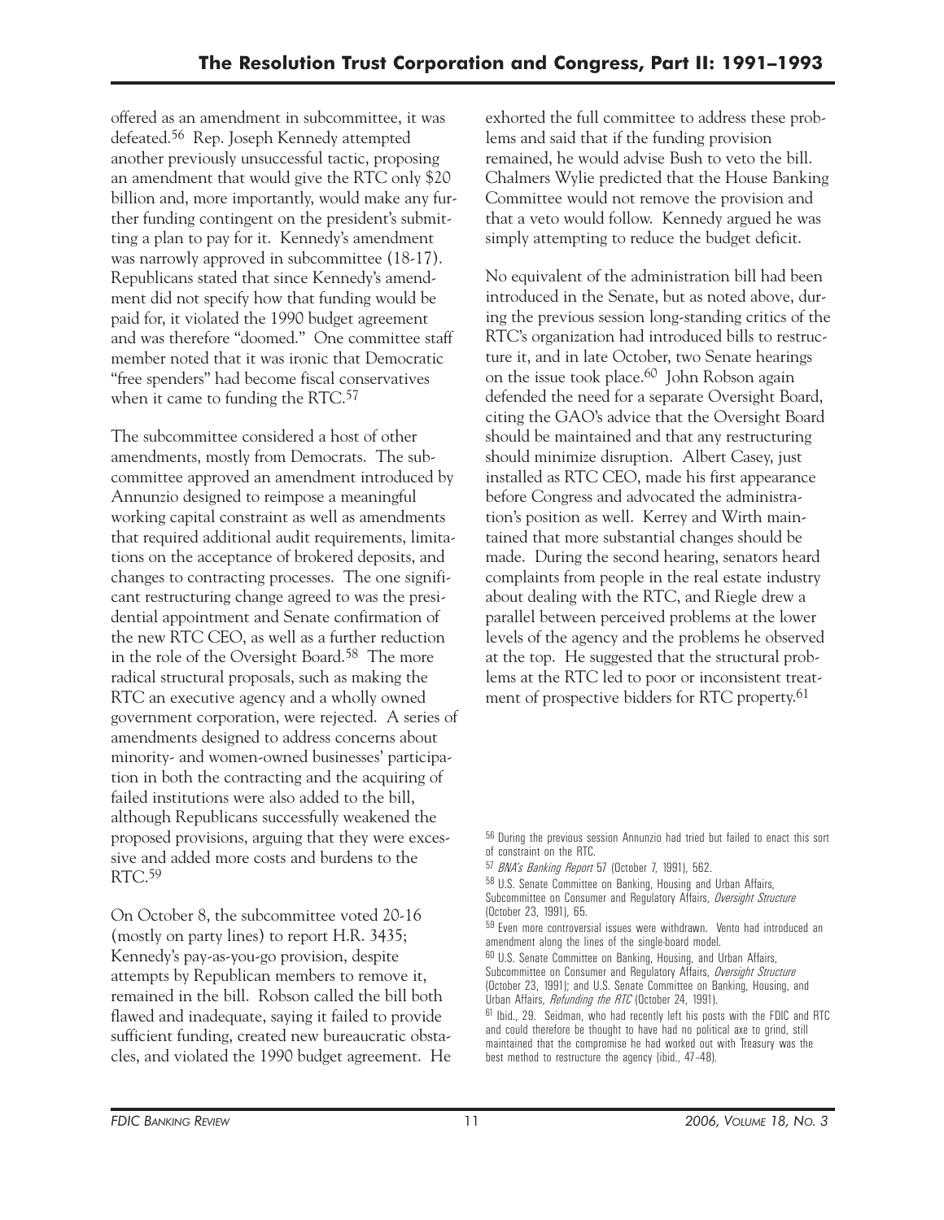offered as an amendment in subcommittee, it was defeated.[56] Rep. Joseph Kennedy attempted another previously unsuccessful tactic, proposing an amendment that would give the RTC only $20 billion and, more importantly, would make any further funding contingent on the president's submitting a plan to pay for it. Kennedy's amendment was narrowly approved in subcommittee (18-17). Republicans stated that since Kennedy's amendment did not specify how that funding would be paid for, it violated the 1990 budget agreement and was therefore "doomed." One committee staff member noted that it was ironic that Democratic "free spenders" had become fiscal conservatives when it came to funding the RTC.[57]

The subcommittee considered a host of other amendments, mostly from Democrats. The subcommittee approved an amendment introduced by Annunzio designed to reimpose a meaningful working capital constraint as well as amendments that required additional audit requirements, limitations on the acceptance of brokered deposits, and changes to contracting processes. The one significant restructuring change agreed to was the presidential appointment and Senate confirmation of the new RTC CEO, as well as a further reduction in the role of the Oversight Board.[58] The more radical structural proposals, such as making the RTC an executive agency and a wholly owned government corporation, were rejected. A series of amendments designed to address concerns about minority- and women-owned businesses' participation in both the contracting and the acquiring of failed institutions were also added to the bill, although Republicans successfully weakened the proposed provisions, arguing that they were excessive and added more costs and burdens to the RTC.[59]

On October 8, the subcommittee voted 20-16 (mostly on party lines) to report H.R. 3435; Kennedy's pay-as-you-go provision, despite attempts by Republican members to remove it, remained in the bill. Robson called the bill both flawed and inadequate, saying it failed to provide sufficient funding, created new bureaucratic obstacles, and violated the 1990 budget agreement. He exhorted the full committee to address these problems and said that if the funding provision remained, he would advise Bush to veto the bill. Chalmers Wylie predicted that the House Banking Committee would not remove the provision and that a veto would follow. Kennedy argued he was simply attempting to reduce the budget deficit.

No equivalent of the administration bill had been introduced in the Senate, but as noted above, during the previous session long-standing critics of the RTC's organization had introduced bills to restructure it, and in late October, two Senate hearings on the issue took place.[60] John Robson again defended the need for a separate Oversight Board, citing the GAO's advice that the Oversight Board should be maintained and that any restructuring should minimize disruption. Albert Casey, just installed as RTC CEO, made his first appearance before Congress and advocated the administration's position as well. Kerrey and Wirth maintained that more substantial changes should be made. During the second hearing, senators heard complaints from people in the real estate industry about dealing with the RTC, and Riegle drew a parallel between perceived problems at the lower levels of the agency and the problems he observed at the top. He suggested that the structural problems at the RTC led to poor or inconsistent treatment of prospective bidders for RTC property.[61]

---

[56] During the previous session Annunzio had tried but failed to enact this sort of constraint on the RTC.

[57] *BNA's Banking Report* 57 (October 7, 1991), 562.

[58] U.S. Senate Committee on Banking, Housing and Urban Affairs, Subcommittee on Consumer and Regulatory Affairs, *Oversight Structure* (October 23, 1991), 65.

[59] Even more controversial issues were withdrawn. Vento had introduced an amendment along the lines of the single-board model.

[60] U.S. Senate Committee on Banking, Housing, and Urban Affairs, Subcommittee on Consumer and Regulatory Affairs, *Oversight Structure* (October 23, 1991); and U.S. Senate Committee on Banking, Housing, and Urban Affairs, *Refunding the RTC* (October 24, 1991).

[61] Ibid., 29. Seidman, who had recently left his posts with the FDIC and RTC and could therefore be thought to have had no political axe to grind, still maintained that the compromise he had worked out with Treasury was the best method to restructure the agency (ibid., 47–48).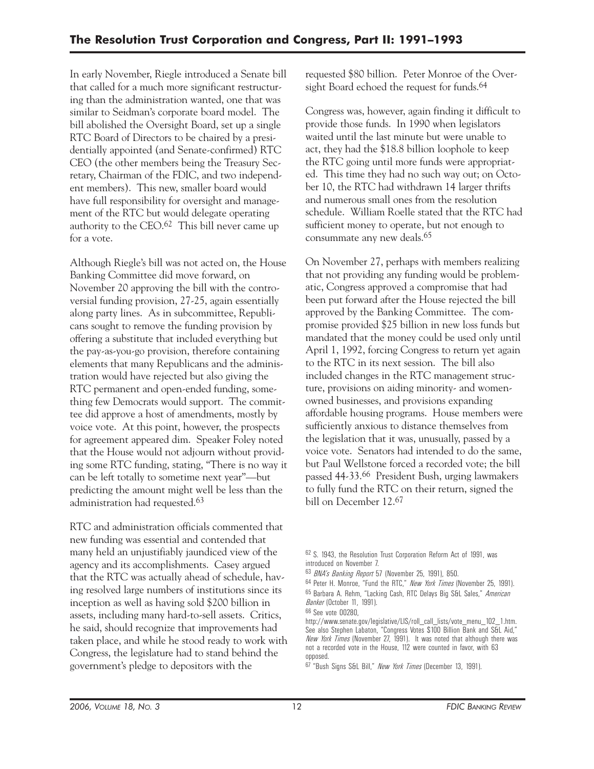In early November, Riegle introduced a Senate bill that called for a much more significant restructuring than the administration wanted, one that was similar to Seidman's corporate board model. The bill abolished the Oversight Board, set up a single RTC Board of Directors to be chaired by a presidentially appointed (and Senate-confirmed) RTC CEO (the other members being the Treasury Secretary, Chairman of the FDIC, and two independent members). This new, smaller board would have full responsibility for oversight and management of the RTC but would delegate operating authority to the CEO.[62] This bill never came up for a vote.

Although Riegle's bill was not acted on, the House Banking Committee did move forward, on November 20 approving the bill with the controversial funding provision, 27-25, again essentially along party lines. As in subcommittee, Republicans sought to remove the funding provision by offering a substitute that included everything but the pay-as-you-go provision, therefore containing elements that many Republicans and the administration would have rejected but also giving the RTC permanent and open-ended funding, something few Democrats would support. The committee did approve a host of amendments, mostly by voice vote. At this point, however, the prospects for agreement appeared dim. Speaker Foley noted that the House would not adjourn without providing some RTC funding, stating, "There is no way it can be left totally to sometime next year"—but predicting the amount might well be less than the administration had requested.[63]

RTC and administration officials commented that new funding was essential and contended that many held an unjustifiably jaundiced view of the agency and its accomplishments. Casey argued that the RTC was actually ahead of schedule, having resolved large numbers of institutions since its inception as well as having sold $200 billion in assets, including many hard-to-sell assets. Critics, he said, should recognize that improvements had taken place, and while he stood ready to work with Congress, the legislature had to stand behind the government's pledge to depositors with the requested $80 billion. Peter Monroe of the Oversight Board echoed the request for funds.[64]

Congress was, however, again finding it difficult to provide those funds. In 1990 when legislators waited until the last minute but were unable to act, they had the $18.8 billion loophole to keep the RTC going until more funds were appropriated. This time they had no such way out; on October 10, the RTC had withdrawn 14 larger thrifts and numerous small ones from the resolution schedule. William Roelle stated that the RTC had sufficient money to operate, but not enough to consummate any new deals.[65]

On November 27, perhaps with members realizing that not providing any funding would be problematic, Congress approved a compromise that had been put forward after the House rejected the bill approved by the Banking Committee. The compromise provided $25 billion in new loss funds but mandated that the money could be used only until April 1, 1992, forcing Congress to return yet again to the RTC in its next session. The bill also included changes in the RTC management structure, provisions on aiding minority- and women-owned businesses, and provisions expanding affordable housing programs. House members were sufficiently anxious to distance themselves from the legislation that it was, unusually, passed by a voice vote. Senators had intended to do the same, but Paul Wellstone forced a recorded vote; the bill passed 44-33.[66] President Bush, urging lawmakers to fully fund the RTC on their return, signed the bill on December 12.[67]

---

[62] S. 1943, the Resolution Trust Corporation Reform Act of 1991, was introduced on November 7.

[63] *BNA's Banking Report* 57 (November 25, 1991), 850.

[64] Peter H. Monroe, "Fund the RTC," *New York Times* (November 25, 1991).

[65] Barbara A. Rehm, "Lacking Cash, RTC Delays Big S&L Sales," *American Banker* (October 11, 1991).

[66] See vote 00280, http://www.senate.gov/legislative/LIS/roll_call_lists/vote_menu_102_1.htm. See also Stephen Labaton, "Congress Votes $100 Billion Bank and S&L Aid," *New York Times* (November 27, 1991). It was noted that although there was not a recorded vote in the House, 112 were counted in favor, with 63 opposed.

[67] "Bush Signs S&L Bill," *New York Times* (December 13, 1991).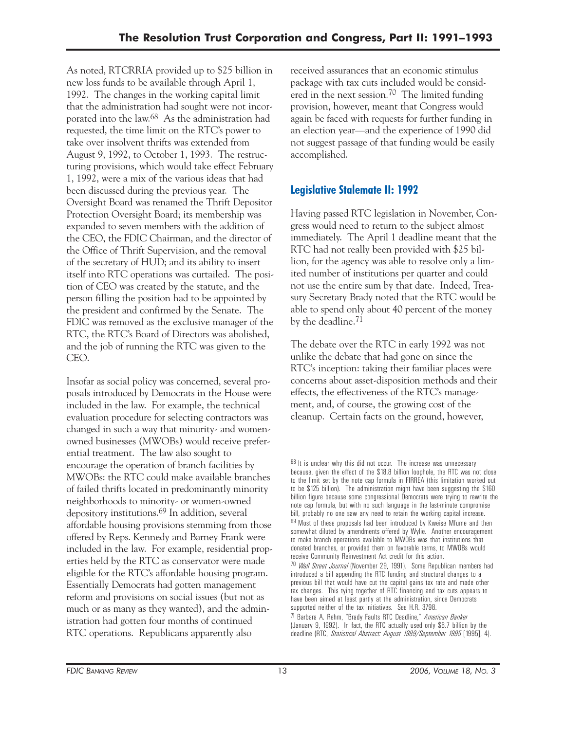As noted, RTCRRIA provided up to $25 billion in new loss funds to be available through April 1, 1992. The changes in the working capital limit that the administration had sought were not incorporated into the law.[68] As the administration had requested, the time limit on the RTC's power to take over insolvent thrifts was extended from August 9, 1992, to October 1, 1993. The restructuring provisions, which would take effect February 1, 1992, were a mix of the various ideas that had been discussed during the previous year. The Oversight Board was renamed the Thrift Depositor Protection Oversight Board; its membership was expanded to seven members with the addition of the CEO, the FDIC Chairman, and the director of the Office of Thrift Supervision, and the removal of the secretary of HUD; and its ability to insert itself into RTC operations was curtailed. The position of CEO was created by the statute, and the person filling the position had to be appointed by the president and confirmed by the Senate. The FDIC was removed as the exclusive manager of the RTC, the RTC's Board of Directors was abolished, and the job of running the RTC was given to the CEO.

Insofar as social policy was concerned, several proposals introduced by Democrats in the House were included in the law. For example, the technical evaluation procedure for selecting contractors was changed in such a way that minority- and women-owned businesses (MWOBs) would receive preferential treatment. The law also sought to encourage the operation of branch facilities by MWOBs: the RTC could make available branches of failed thrifts located in predominantly minority neighborhoods to minority- or women-owned depository institutions.[69] In addition, several affordable housing provisions stemming from those offered by Reps. Kennedy and Barney Frank were included in the law. For example, residential properties held by the RTC as conservator were made eligible for the RTC's affordable housing program. Essentially Democrats had gotten management reform and provisions on social issues (but not as much or as many as they wanted), and the administration had gotten four months of continued RTC operations. Republicans apparently also received assurances that an economic stimulus package with tax cuts included would be considered in the next session.[70] The limited funding provision, however, meant that Congress would again be faced with requests for further funding in an election year—and the experience of 1990 did not suggest passage of that funding would be easily accomplished.

## Legislative Stalemate II: 1992

Having passed RTC legislation in November, Congress would need to return to the subject almost immediately. The April 1 deadline meant that the RTC had not really been provided with $25 billion, for the agency was able to resolve only a limited number of institutions per quarter and could not use the entire sum by that date. Indeed, Treasury Secretary Brady noted that the RTC would be able to spend only about 40 percent of the money by the deadline.[71]

The debate over the RTC in early 1992 was not unlike the debate that had gone on since the RTC's inception: taking their familiar places were concerns about asset-disposition methods and their effects, the effectiveness of the RTC's management, and, of course, the growing cost of the cleanup. Certain facts on the ground, however,

---

[68] It is unclear why this did not occur. The increase was unnecessary because, given the effect of the $18.8 billion loophole, the RTC was not close to the limit set by the note cap formula in FIRREA (this limitation worked out to be $125 billion). The administration might have been suggesting the $160 billion figure because some congressional Democrats were trying to rewrite the note cap formula, but with no such language in the last-minute compromise bill, probably no one saw any need to retain the working capital increase.

[69] Most of these proposals had been introduced by Kweise Mfume and then somewhat diluted by amendments offered by Wylie. Another encouragement to make branch operations available to MWOBs was that institutions that donated branches, or provided them on favorable terms, to MWOBs would receive Community Reinvestment Act credit for this action.

[70] *Wall Street Journal* (November 29, 1991). Some Republican members had introduced a bill appending the RTC funding and structural changes to a previous bill that would have cut the capital gains tax rate and made other tax changes. This tying together of RTC financing and tax cuts appears to have been aimed at least partly at the administration, since Democrats supported neither of the tax initiatives. See H.R. 3798.

[71] Barbara A. Rehm, "Brady Faults RTC Deadline," *American Banker* (January 9, 1992). In fact, the RTC actually used only $6.7 billion by the deadline (RTC, *Statistical Abstract: August 1989/September 1995* [1995], 4).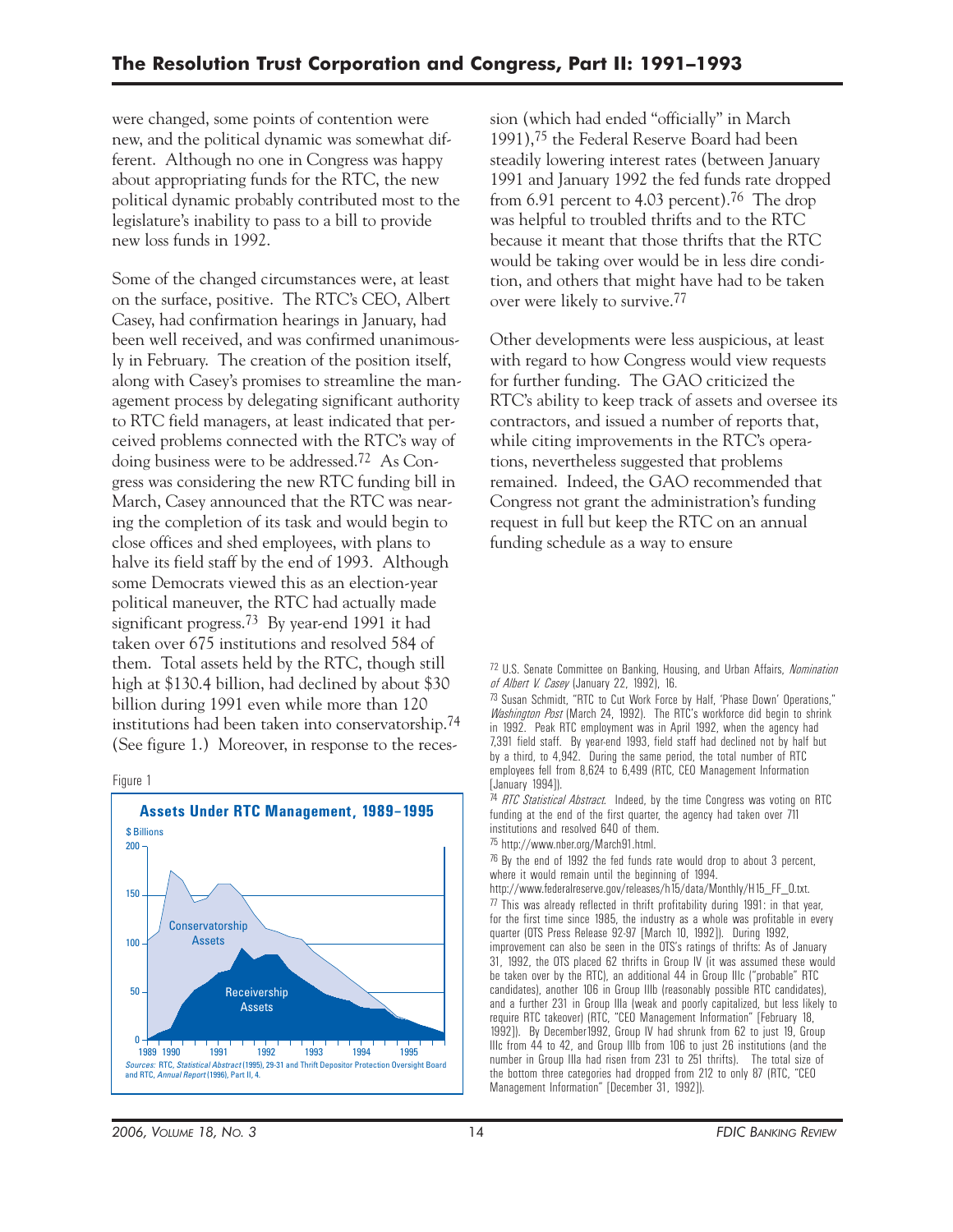were changed, some points of contention were new, and the political dynamic was somewhat different. Although no one in Congress was happy about appropriating funds for the RTC, the new political dynamic probably contributed most to the legislature's inability to pass to a bill to provide new loss funds in 1992.

Some of the changed circumstances were, at least on the surface, positive. The RTC's CEO, Albert Casey, had confirmation hearings in January, had been well received, and was confirmed unanimously in February. The creation of the position itself, along with Casey's promises to streamline the management process by delegating significant authority to RTC field managers, at least indicated that perceived problems connected with the RTC's way of doing business were to be addressed.[72] As Congress was considering the new RTC funding bill in March, Casey announced that the RTC was nearing the completion of its task and would begin to close offices and shed employees, with plans to halve its field staff by the end of 1993. Although some Democrats viewed this as an election-year political maneuver, the RTC had actually made significant progress.[73] By year-end 1991 it had taken over 675 institutions and resolved 584 of them. Total assets held by the RTC, though still high at $130.4 billion, had declined by about $30 billion during 1991 even while more than 120 institutions had been taken into conservatorship.[74] (See figure 1.) Moreover, in response to the recession (which had ended "officially" in March 1991),[75] the Federal Reserve Board had been steadily lowering interest rates (between January 1991 and January 1992 the fed funds rate dropped from 6.91 percent to 4.03 percent).[76] The drop was helpful to troubled thrifts and to the RTC because it meant that those thrifts that the RTC would be taking over would be in less dire condition, and others that might have had to be taken over were likely to survive.[77]

Figure 1

**Assets Under RTC Management, 1989–1995**

$ Billions

[Chart: Conservatorship Assets and Receivership Assets, 1989–1995]

*Sources:* RTC, *Statistical Abstract* (1995), 29-31 and Thrift Depositor Protection Oversight Board and RTC, *Annual Report* (1996), Part II, 4.

Other developments were less auspicious, at least with regard to how Congress would view requests for further funding. The GAO criticized the RTC's ability to keep track of assets and oversee its contractors, and issued a number of reports that, while citing improvements in the RTC's operations, nevertheless suggested that problems remained. Indeed, the GAO recommended that Congress not grant the administration's funding request in full but keep the RTC on an annual funding schedule as a way to ensure

---

[72] U.S. Senate Committee on Banking, Housing, and Urban Affairs, *Nomination of Albert V. Casey* (January 22, 1992), 16.

[73] Susan Schmidt, "RTC to Cut Work Force by Half, 'Phase Down' Operations," *Washington Post* (March 24, 1992). The RTC's workforce did begin to shrink in 1992. Peak RTC employment was in April 1992, when the agency had 7,391 field staff. By year-end 1993, field staff had declined not by half but by a third, to 4,942. During the same period, the total number of RTC employees fell from 8,624 to 6,499 (RTC, CEO Management Information [January 1994]).

[74] *RTC Statistical Abstract*. Indeed, by the time Congress was voting on RTC funding at the end of the first quarter, the agency had taken over 711 institutions and resolved 640 of them.

[75] http://www.nber.org/March91.html.

[76] By the end of 1992 the fed funds rate would drop to about 3 percent, where it would remain until the beginning of 1994. http://www.federalreserve.gov/releases/h15/data/Monthly/H15_FF_O.txt.

[77] This was already reflected in thrift profitability during 1991: in that year, for the first time since 1985, the industry as a whole was profitable in every quarter (OTS Press Release 92-97 [March 10, 1992]). During 1992, improvement can also be seen in the OTS's ratings of thrifts: As of January 31, 1992, the OTS placed 62 thrifts in Group IV (it was assumed these would be taken over by the RTC), an additional 44 in Group IIIc ("probable" RTC candidates), another 106 in Group IIIb (reasonably possible RTC candidates), and a further 231 in Group IIIa (weak and poorly capitalized, but less likely to require RTC takeover) (RTC, "CEO Management Information" [February 18, 1992]). By December1992, Group IV had shrunk from 62 to just 19, Group IIIc from 44 to 42, and Group IIIb from 106 to just 26 institutions (and the number in Group IIIa had risen from 231 to 251 thrifts). The total size of the bottom three categories had dropped from 212 to only 87 (RTC, "CEO Management Information" [December 31, 1992]).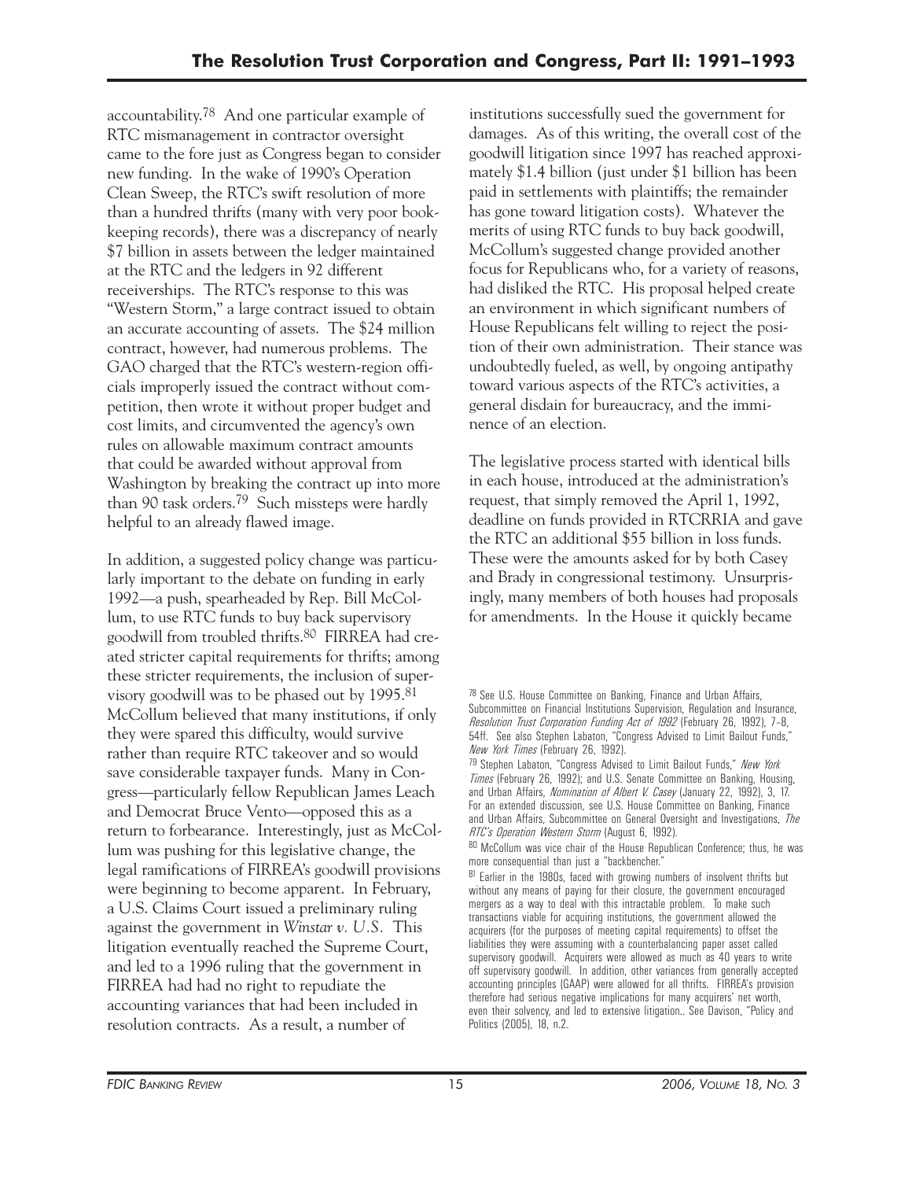accountability.[78] And one particular example of RTC mismanagement in contractor oversight came to the fore just as Congress began to consider new funding. In the wake of 1990's Operation Clean Sweep, the RTC's swift resolution of more than a hundred thrifts (many with very poor bookkeeping records), there was a discrepancy of nearly $7 billion in assets between the ledger maintained at the RTC and the ledgers in 92 different receiverships. The RTC's response to this was "Western Storm," a large contract issued to obtain an accurate accounting of assets. The $24 million contract, however, had numerous problems. The GAO charged that the RTC's western-region officials improperly issued the contract without competition, then wrote it without proper budget and cost limits, and circumvented the agency's own rules on allowable maximum contract amounts that could be awarded without approval from Washington by breaking the contract up into more than 90 task orders.[79] Such missteps were hardly helpful to an already flawed image.

In addition, a suggested policy change was particularly important to the debate on funding in early 1992—a push, spearheaded by Rep. Bill McCollum, to use RTC funds to buy back supervisory goodwill from troubled thrifts.[80] FIRREA had created stricter capital requirements for thrifts; among these stricter requirements, the inclusion of supervisory goodwill was to be phased out by 1995.[81] McCollum believed that many institutions, if only they were spared this difficulty, would survive rather than require RTC takeover and so would save considerable taxpayer funds. Many in Congress—particularly fellow Republican James Leach and Democrat Bruce Vento—opposed this as a return to forbearance. Interestingly, just as McCollum was pushing for this legislative change, the legal ramifications of FIRREA's goodwill provisions were beginning to become apparent. In February, a U.S. Claims Court issued a preliminary ruling against the government in *Winstar v. U.S.* This litigation eventually reached the Supreme Court, and led to a 1996 ruling that the government in FIRREA had had no right to repudiate the accounting variances that had been included in resolution contracts. As a result, a number of institutions successfully sued the government for damages. As of this writing, the overall cost of the goodwill litigation since 1997 has reached approximately $1.4 billion (just under $1 billion has been paid in settlements with plaintiffs; the remainder has gone toward litigation costs). Whatever the merits of using RTC funds to buy back goodwill, McCollum's suggested change provided another focus for Republicans who, for a variety of reasons, had disliked the RTC. His proposal helped create an environment in which significant numbers of House Republicans felt willing to reject the position of their own administration. Their stance was undoubtedly fueled, as well, by ongoing antipathy toward various aspects of the RTC's activities, a general disdain for bureaucracy, and the imminence of an election.

The legislative process started with identical bills in each house, introduced at the administration's request, that simply removed the April 1, 1992, deadline on funds provided in RTCRRIA and gave the RTC an additional $55 billion in loss funds. These were the amounts asked for by both Casey and Brady in congressional testimony. Unsurprisingly, many members of both houses had proposals for amendments. In the House it quickly became

[78] See U.S. House Committee on Banking, Finance and Urban Affairs, Subcommittee on Financial Institutions Supervision, Regulation and Insurance, *Resolution Trust Corporation Funding Act of 1992* (February 26, 1992), 7–8, 54ff. See also Stephen Labaton, "Congress Advised to Limit Bailout Funds," *New York Times* (February 26, 1992).

[79] Stephen Labaton, "Congress Advised to Limit Bailout Funds," *New York Times* (February 26, 1992); and U.S. Senate Committee on Banking, Housing, and Urban Affairs, *Nomination of Albert V. Casey* (January 22, 1992), 3, 17. For an extended discussion, see U.S. House Committee on Banking, Finance and Urban Affairs, Subcommittee on General Oversight and Investigations, *The RTC's Operation Western Storm* (August 6, 1992).

[80] McCollum was vice chair of the House Republican Conference; thus, he was more consequential than just a "backbencher."

[81] Earlier in the 1980s, faced with growing numbers of insolvent thrifts but without any means of paying for their closure, the government encouraged mergers as a way to deal with this intractable problem. To make such transactions viable for acquiring institutions, the government allowed the acquirers (for the purposes of meeting capital requirements) to offset the liabilities they were assuming with a counterbalancing paper asset called supervisory goodwill. Acquirers were allowed as much as 40 years to write off supervisory goodwill. In addition, other variances from generally accepted accounting principles (GAAP) were allowed for all thrifts. FIRREA's provision therefore had serious negative implications for many acquirers' net worth, even their solvency, and led to extensive litigation.. See Davison, "Policy and Politics (2005), 18, n.2.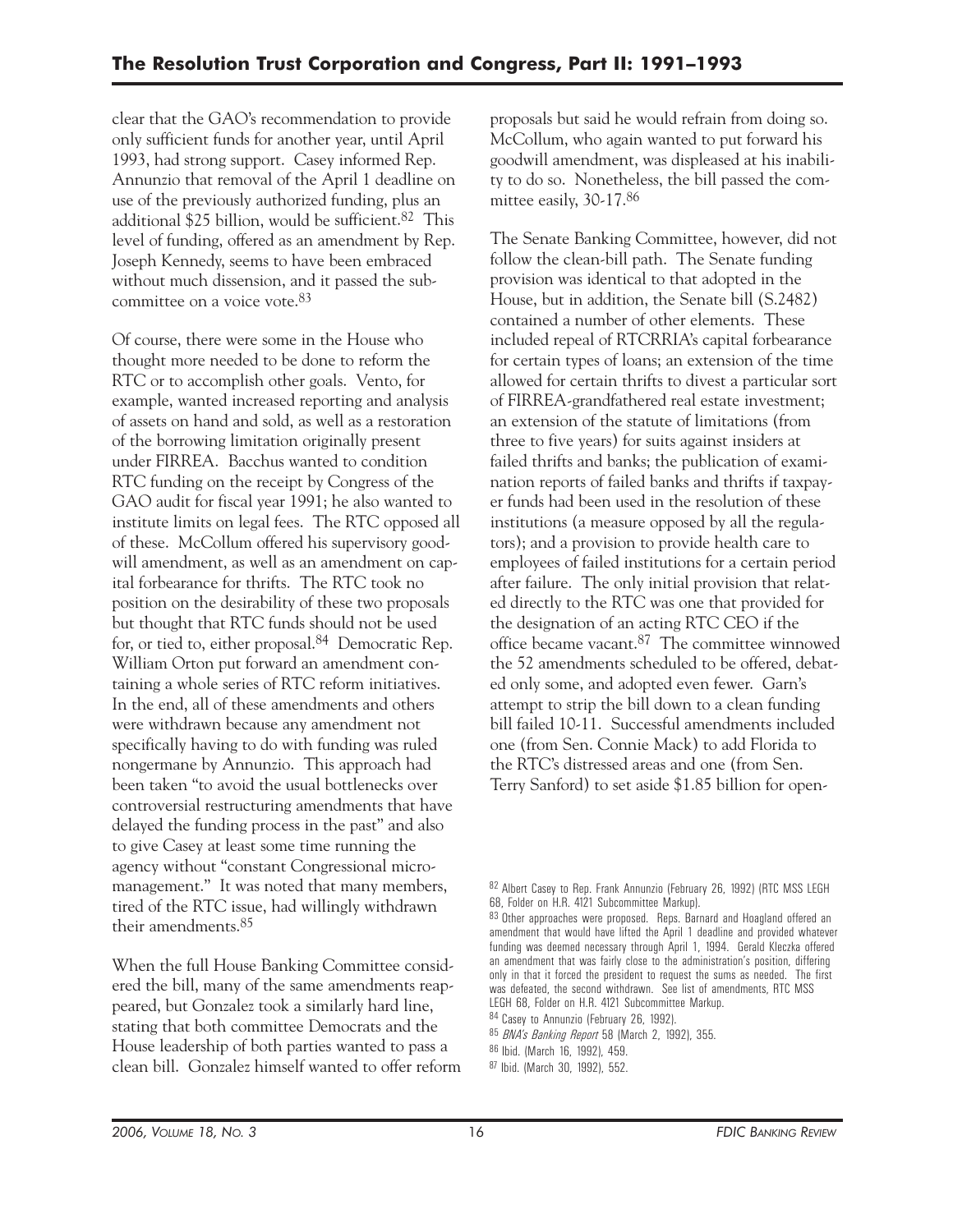clear that the GAO's recommendation to provide only sufficient funds for another year, until April 1993, had strong support. Casey informed Rep. Annunzio that removal of the April 1 deadline on use of the previously authorized funding, plus an additional $25 billion, would be sufficient.[82] This level of funding, offered as an amendment by Rep. Joseph Kennedy, seems to have been embraced without much dissension, and it passed the subcommittee on a voice vote.[83]

Of course, there were some in the House who thought more needed to be done to reform the RTC or to accomplish other goals. Vento, for example, wanted increased reporting and analysis of assets on hand and sold, as well as a restoration of the borrowing limitation originally present under FIRREA. Bacchus wanted to condition RTC funding on the receipt by Congress of the GAO audit for fiscal year 1991; he also wanted to institute limits on legal fees. The RTC opposed all of these. McCollum offered his supervisory goodwill amendment, as well as an amendment on capital forbearance for thrifts. The RTC took no position on the desirability of these two proposals but thought that RTC funds should not be used for, or tied to, either proposal.[84] Democratic Rep. William Orton put forward an amendment containing a whole series of RTC reform initiatives. In the end, all of these amendments and others were withdrawn because any amendment not specifically having to do with funding was ruled nongermane by Annunzio. This approach had been taken "to avoid the usual bottlenecks over controversial restructuring amendments that have delayed the funding process in the past" and also to give Casey at least some time running the agency without "constant Congressional micromanagement." It was noted that many members, tired of the RTC issue, had willingly withdrawn their amendments.[85]

When the full House Banking Committee considered the bill, many of the same amendments reappeared, but Gonzalez took a similarly hard line, stating that both committee Democrats and the House leadership of both parties wanted to pass a clean bill. Gonzalez himself wanted to offer reform proposals but said he would refrain from doing so. McCollum, who again wanted to put forward his goodwill amendment, was displeased at his inability to do so. Nonetheless, the bill passed the committee easily, 30-17.[86]

The Senate Banking Committee, however, did not follow the clean-bill path. The Senate funding provision was identical to that adopted in the House, but in addition, the Senate bill (S.2482) contained a number of other elements. These included repeal of RTCRRIA's capital forbearance for certain types of loans; an extension of the time allowed for certain thrifts to divest a particular sort of FIRREA-grandfathered real estate investment; an extension of the statute of limitations (from three to five years) for suits against insiders at failed thrifts and banks; the publication of examination reports of failed banks and thrifts if taxpayer funds had been used in the resolution of these institutions (a measure opposed by all the regulators); and a provision to provide health care to employees of failed institutions for a certain period after failure. The only initial provision that related directly to the RTC was one that provided for the designation of an acting RTC CEO if the office became vacant.[87] The committee winnowed the 52 amendments scheduled to be offered, debated only some, and adopted even fewer. Garn's attempt to strip the bill down to a clean funding bill failed 10-11. Successful amendments included one (from Sen. Connie Mack) to add Florida to the RTC's distressed areas and one (from Sen. Terry Sanford) to set aside $1.85 billion for open-

---

[82] Albert Casey to Rep. Frank Annunzio (February 26, 1992) (RTC MSS LEGH 68, Folder on H.R. 4121 Subcommittee Markup).

[83] Other approaches were proposed. Reps. Barnard and Hoagland offered an amendment that would have lifted the April 1 deadline and provided whatever funding was deemed necessary through April 1, 1994. Gerald Kleczka offered an amendment that was fairly close to the administration's position, differing only in that it forced the president to request the sums as needed. The first was defeated, the second withdrawn. See list of amendments, RTC MSS LEGH 68, Folder on H.R. 4121 Subcommittee Markup.

[84] Casey to Annunzio (February 26, 1992).

[85] *BNA's Banking Report* 58 (March 2, 1992), 355.

[86] Ibid. (March 16, 1992), 459.

[87] Ibid. (March 30, 1992), 552.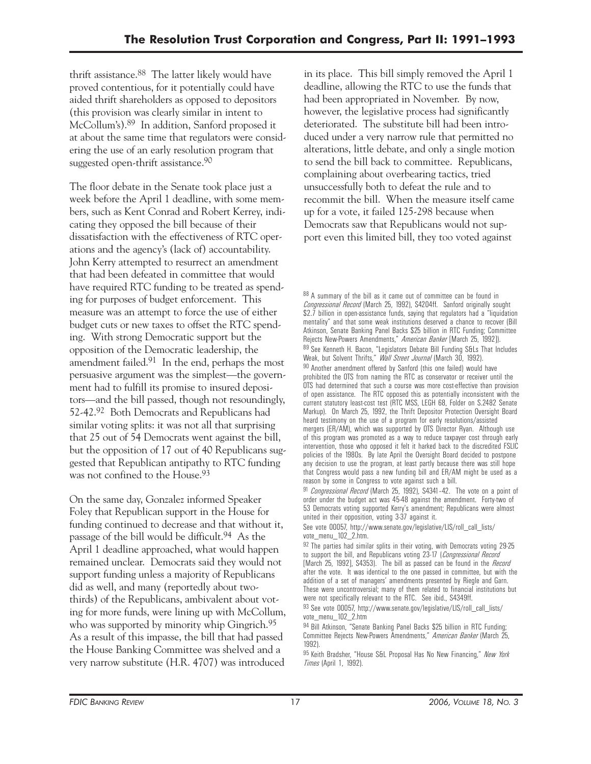thrift assistance.[88] The latter likely would have proved contentious, for it potentially could have aided thrift shareholders as opposed to depositors (this provision was clearly similar in intent to McCollum's).[89] In addition, Sanford proposed it at about the same time that regulators were considering the use of an early resolution program that suggested open-thrift assistance.[90]

The floor debate in the Senate took place just a week before the April 1 deadline, with some members, such as Kent Conrad and Robert Kerrey, indicating they opposed the bill because of their dissatisfaction with the effectiveness of RTC operations and the agency's (lack of) accountability. John Kerry attempted to resurrect an amendment that had been defeated in committee that would have required RTC funding to be treated as spending for purposes of budget enforcement. This measure was an attempt to force the use of either budget cuts or new taxes to offset the RTC spending. With strong Democratic support but the opposition of the Democratic leadership, the amendment failed.[91] In the end, perhaps the most persuasive argument was the simplest—the government had to fulfill its promise to insured depositors—and the bill passed, though not resoundingly, 52-42.[92] Both Democrats and Republicans had similar voting splits: it was not all that surprising that 25 out of 54 Democrats went against the bill, but the opposition of 17 out of 40 Republicans suggested that Republican antipathy to RTC funding was not confined to the House.[93]

On the same day, Gonzalez informed Speaker Foley that Republican support in the House for funding continued to decrease and that without it, passage of the bill would be difficult.[94] As the April 1 deadline approached, what would happen remained unclear. Democrats said they would not support funding unless a majority of Republicans did as well, and many (reportedly about two-thirds) of the Republicans, ambivalent about voting for more funds, were lining up with McCollum, who was supported by minority whip Gingrich.[95] As a result of this impasse, the bill that had passed the House Banking Committee was shelved and a very narrow substitute (H.R. 4707) was introduced in its place. This bill simply removed the April 1 deadline, allowing the RTC to use the funds that had been appropriated in November. By now, however, the legislative process had significantly deteriorated. The substitute bill had been introduced under a very narrow rule that permitted no alterations, little debate, and only a single motion to send the bill back to committee. Republicans, complaining about overbearing tactics, tried unsuccessfully both to defeat the rule and to recommit the bill. When the measure itself came up for a vote, it failed 125-298 because when Democrats saw that Republicans would not support even this limited bill, they too voted against

[88] A summary of the bill as it came out of committee can be found in *Congressional Record* (March 25, 1992), S4204ff. Sanford originally sought $2.7 billion in open-assistance funds, saying that regulators had a "liquidation mentality" and that some weak institutions deserved a chance to recover (Bill Atkinson, Senate Banking Panel Backs $25 billion in RTC Funding; Committee Rejects New-Powers Amendments," *American Banker* [March 25, 1992]).

[89] See Kenneth H. Bacon, "Legislators Debate Bill Funding S&Ls That Includes Weak, but Solvent Thrifts," *Wall Street Journal* (March 30, 1992).

[90] Another amendment offered by Sanford (this one failed) would have prohibited the OTS from naming the RTC as conservator or receiver until the OTS had determined that such a course was more cost-effective than provision of open assistance. The RTC opposed this as potentially inconsistent with the current statutory least-cost test (RTC MSS, LEGH 68, Folder on S.2482 Senate Markup). On March 25, 1992, the Thrift Depositor Protection Oversight Board heard testimony on the use of a program for early resolutions/assisted mergers (ER/AM), which was supported by OTS Director Ryan. Although use of this program was promoted as a way to reduce taxpayer cost through early intervention, those who opposed it felt it harked back to the discredited FSLIC policies of the 1980s. By late April the Oversight Board decided to postpone any decision to use the program, at least partly because there was still hope that Congress would pass a new funding bill and ER/AM might be used as a reason by some in Congress to vote against such a bill.

[91] *Congressional Record* (March 25, 1992), S4341–42. The vote on a point of order under the budget act was 45-48 against the amendment. Forty-two of 53 Democrats voting supported Kerry's amendment; Republicans were almost united in their opposition, voting 3-37 against it. See vote 00057, http://www.senate.gov/legislative/LIS/roll_call_lists/vote_menu_102_2.htm.

[92] The parties had similar splits in their voting, with Democrats voting 29-25 to support the bill, and Republicans voting 23-17 (*Congressional Record* [March 25, 1992], S4353). The bill as passed can be found in the *Record* after the vote. It was identical to the one passed in committee, but with the addition of a set of managers' amendments presented by Riegle and Garn. These were uncontroversial; many of them related to financial institutions but were not specifically relevant to the RTC. See ibid., S4349ff.

[93] See vote 00057, http://www.senate.gov/legislative/LIS/roll_call_lists/vote_menu_102_2.htm

[94] Bill Atkinson, "Senate Banking Panel Backs $25 billion in RTC Funding; Committee Rejects New-Powers Amendments," *American Banker* (March 25, 1992).

[95] Keith Bradsher, "House S&L Proposal Has No New Financing," *New York Times* (April 1, 1992).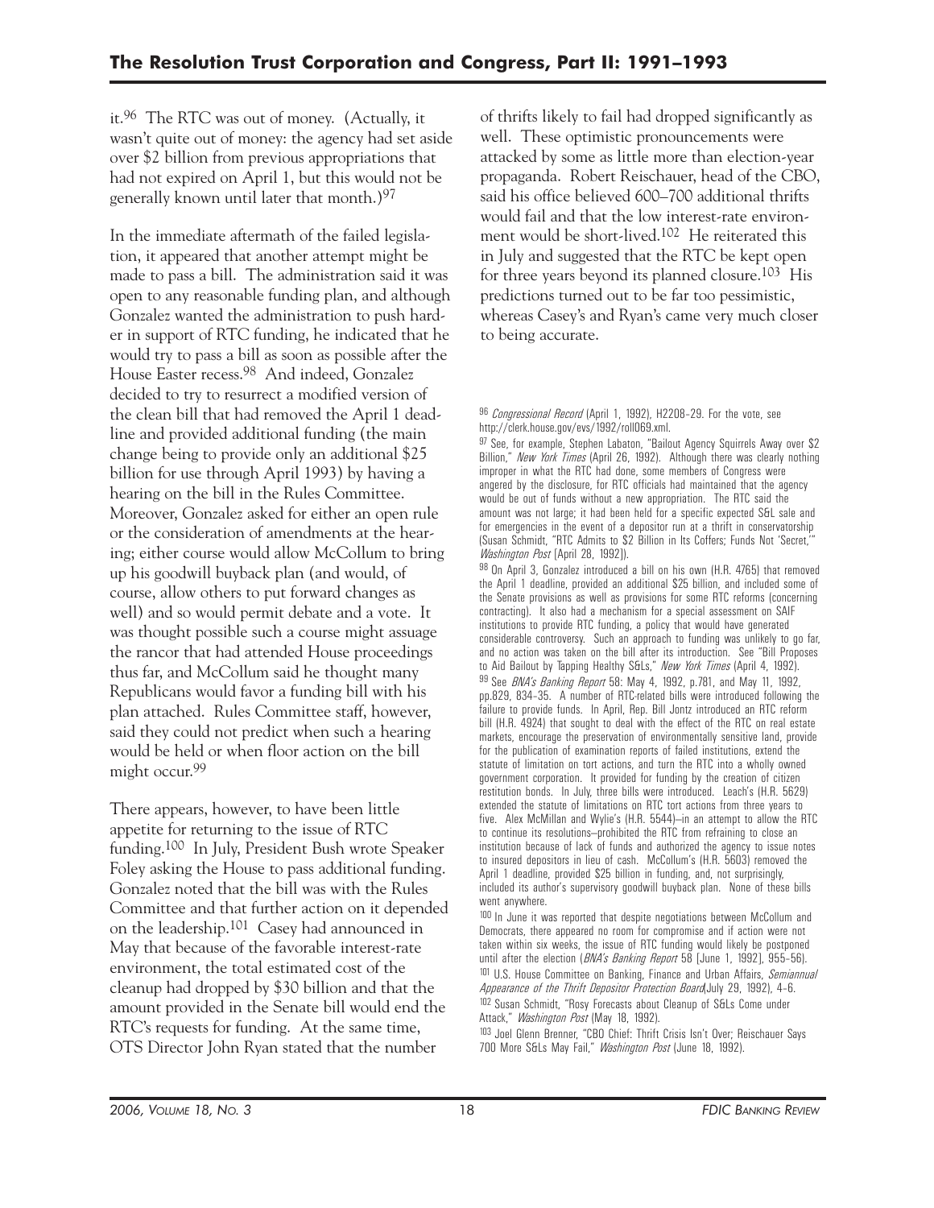it.[96] The RTC was out of money. (Actually, it wasn't quite out of money: the agency had set aside over $2 billion from previous appropriations that had not expired on April 1, but this would not be generally known until later that month.)[97]

In the immediate aftermath of the failed legislation, it appeared that another attempt might be made to pass a bill. The administration said it was open to any reasonable funding plan, and although Gonzalez wanted the administration to push harder in support of RTC funding, he indicated that he would try to pass a bill as soon as possible after the House Easter recess.[98] And indeed, Gonzalez decided to try to resurrect a modified version of the clean bill that had removed the April 1 deadline and provided additional funding (the main change being to provide only an additional $25 billion for use through April 1993) by having a hearing on the bill in the Rules Committee. Moreover, Gonzalez asked for either an open rule or the consideration of amendments at the hearing; either course would allow McCollum to bring up his goodwill buyback plan (and would, of course, allow others to put forward changes as well) and so would permit debate and a vote. It was thought possible such a course might assuage the rancor that had attended House proceedings thus far, and McCollum said he thought many Republicans would favor a funding bill with his plan attached. Rules Committee staff, however, said they could not predict when such a hearing would be held or when floor action on the bill might occur.[99]

There appears, however, to have been little appetite for returning to the issue of RTC funding.[100] In July, President Bush wrote Speaker Foley asking the House to pass additional funding. Gonzalez noted that the bill was with the Rules Committee and that further action on it depended on the leadership.[101] Casey had announced in May that because of the favorable interest-rate environment, the total estimated cost of the cleanup had dropped by $30 billion and that the amount provided in the Senate bill would end the RTC's requests for funding. At the same time, OTS Director John Ryan stated that the number of thrifts likely to fail had dropped significantly as well. These optimistic pronouncements were attacked by some as little more than election-year propaganda. Robert Reischauer, head of the CBO, said his office believed 600–700 additional thrifts would fail and that the low interest-rate environment would be short-lived.[102] He reiterated this in July and suggested that the RTC be kept open for three years beyond its planned closure.[103] His predictions turned out to be far too pessimistic, whereas Casey's and Ryan's came very much closer to being accurate.

---

[96] *Congressional Record* (April 1, 1992), H2208–29. For the vote, see http://clerk.house.gov/evs/1992/roll069.xml.

[97] See, for example, Stephen Labaton, "Bailout Agency Squirrels Away over $2 Billion," *New York Times* (April 26, 1992). Although there was clearly nothing improper in what the RTC had done, some members of Congress were angered by the disclosure, for RTC officials had maintained that the agency would be out of funds without a new appropriation. The RTC said the amount was not large; it had been held for a specific expected S&L sale and for emergencies in the event of a depositor run at a thrift in conservatorship (Susan Schmidt, "RTC Admits to $2 Billion in Its Coffers; Funds Not 'Secret,'" *Washington Post* [April 28, 1992]).

[98] On April 3, Gonzalez introduced a bill on his own (H.R. 4765) that removed the April 1 deadline, provided an additional $25 billion, and included some of the Senate provisions as well as provisions for some RTC reforms (concerning contracting). It also had a mechanism for a special assessment on SAIF institutions to provide RTC funding, a policy that would have generated considerable controversy. Such an approach to funding was unlikely to go far, and no action was taken on the bill after its introduction. See "Bill Proposes to Aid Bailout by Tapping Healthy S&Ls," *New York Times* (April 4, 1992).

[99] See *BNA's Banking Report* 58: May 4, 1992, p.781, and May 11, 1992, pp.829, 834–35. A number of RTC-related bills were introduced following the failure to provide funds. In April, Rep. Bill Jontz introduced an RTC reform bill (H.R. 4924) that sought to deal with the effect of the RTC on real estate markets, encourage the preservation of environmentally sensitive land, provide for the publication of examination reports of failed institutions, extend the statute of limitation on tort actions, and turn the RTC into a wholly owned government corporation. It provided for funding by the creation of citizen restitution bonds. In July, three bills were introduced. Leach's (H.R. 5629) extended the statute of limitations on RTC tort actions from three years to five. Alex McMillan and Wylie's (H.R. 5544)—in an attempt to allow the RTC to continue its resolutions—prohibited the RTC from refraining to close an institution because of lack of funds and authorized the agency to issue notes to insured depositors in lieu of cash. McCollum's (H.R. 5603) removed the April 1 deadline, provided $25 billion in funding, and, not surprisingly, included its author's supervisory goodwill buyback plan. None of these bills went anywhere.

[100] In June it was reported that despite negotiations between McCollum and Democrats, there appeared no room for compromise and if action were not taken within six weeks, the issue of RTC funding would likely be postponed until after the election (*BNA's Banking Report* 58 [June 1, 1992], 955–56).

[101] U.S. House Committee on Banking, Finance and Urban Affairs, *Semiannual Appearance of the Thrift Depositor Protection Board* (July 29, 1992), 4–6.

[102] Susan Schmidt, "Rosy Forecasts about Cleanup of S&Ls Come under Attack," *Washington Post* (May 18, 1992).

[103] Joel Glenn Brenner, "CBO Chief: Thrift Crisis Isn't Over; Reischauer Says 700 More S&Ls May Fail," *Washington Post* (June 18, 1992).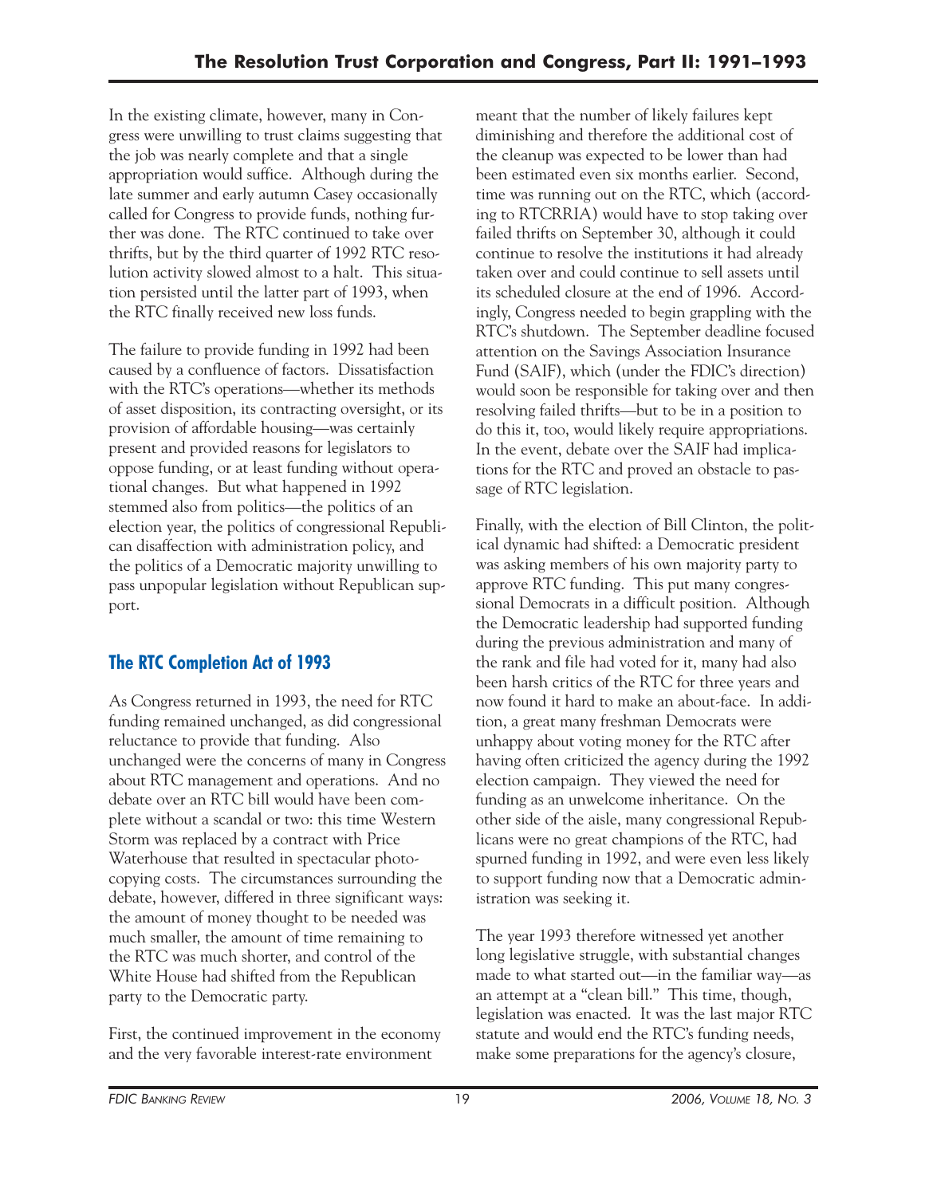In the existing climate, however, many in Congress were unwilling to trust claims suggesting that the job was nearly complete and that a single appropriation would suffice. Although during the late summer and early autumn Casey occasionally called for Congress to provide funds, nothing further was done. The RTC continued to take over thrifts, but by the third quarter of 1992 RTC resolution activity slowed almost to a halt. This situation persisted until the latter part of 1993, when the RTC finally received new loss funds.

The failure to provide funding in 1992 had been caused by a confluence of factors. Dissatisfaction with the RTC's operations—whether its methods of asset disposition, its contracting oversight, or its provision of affordable housing—was certainly present and provided reasons for legislators to oppose funding, or at least funding without operational changes. But what happened in 1992 stemmed also from politics—the politics of an election year, the politics of congressional Republican disaffection with administration policy, and the politics of a Democratic majority unwilling to pass unpopular legislation without Republican support.

## The RTC Completion Act of 1993

As Congress returned in 1993, the need for RTC funding remained unchanged, as did congressional reluctance to provide that funding. Also unchanged were the concerns of many in Congress about RTC management and operations. And no debate over an RTC bill would have been complete without a scandal or two: this time Western Storm was replaced by a contract with Price Waterhouse that resulted in spectacular photocopying costs. The circumstances surrounding the debate, however, differed in three significant ways: the amount of money thought to be needed was much smaller, the amount of time remaining to the RTC was much shorter, and control of the White House had shifted from the Republican party to the Democratic party.

First, the continued improvement in the economy and the very favorable interest-rate environment meant that the number of likely failures kept diminishing and therefore the additional cost of the cleanup was expected to be lower than had been estimated even six months earlier. Second, time was running out on the RTC, which (according to RTCRRIA) would have to stop taking over failed thrifts on September 30, although it could continue to resolve the institutions it had already taken over and could continue to sell assets until its scheduled closure at the end of 1996. Accordingly, Congress needed to begin grappling with the RTC's shutdown. The September deadline focused attention on the Savings Association Insurance Fund (SAIF), which (under the FDIC's direction) would soon be responsible for taking over and then resolving failed thrifts—but to be in a position to do this it, too, would likely require appropriations. In the event, debate over the SAIF had implications for the RTC and proved an obstacle to passage of RTC legislation.

Finally, with the election of Bill Clinton, the political dynamic had shifted: a Democratic president was asking members of his own majority party to approve RTC funding. This put many congressional Democrats in a difficult position. Although the Democratic leadership had supported funding during the previous administration and many of the rank and file had voted for it, many had also been harsh critics of the RTC for three years and now found it hard to make an about-face. In addition, a great many freshman Democrats were unhappy about voting money for the RTC after having often criticized the agency during the 1992 election campaign. They viewed the need for funding as an unwelcome inheritance. On the other side of the aisle, many congressional Republicans were no great champions of the RTC, had spurned funding in 1992, and were even less likely to support funding now that a Democratic administration was seeking it.

The year 1993 therefore witnessed yet another long legislative struggle, with substantial changes made to what started out—in the familiar way—as an attempt at a "clean bill." This time, though, legislation was enacted. It was the last major RTC statute and would end the RTC's funding needs, make some preparations for the agency's closure,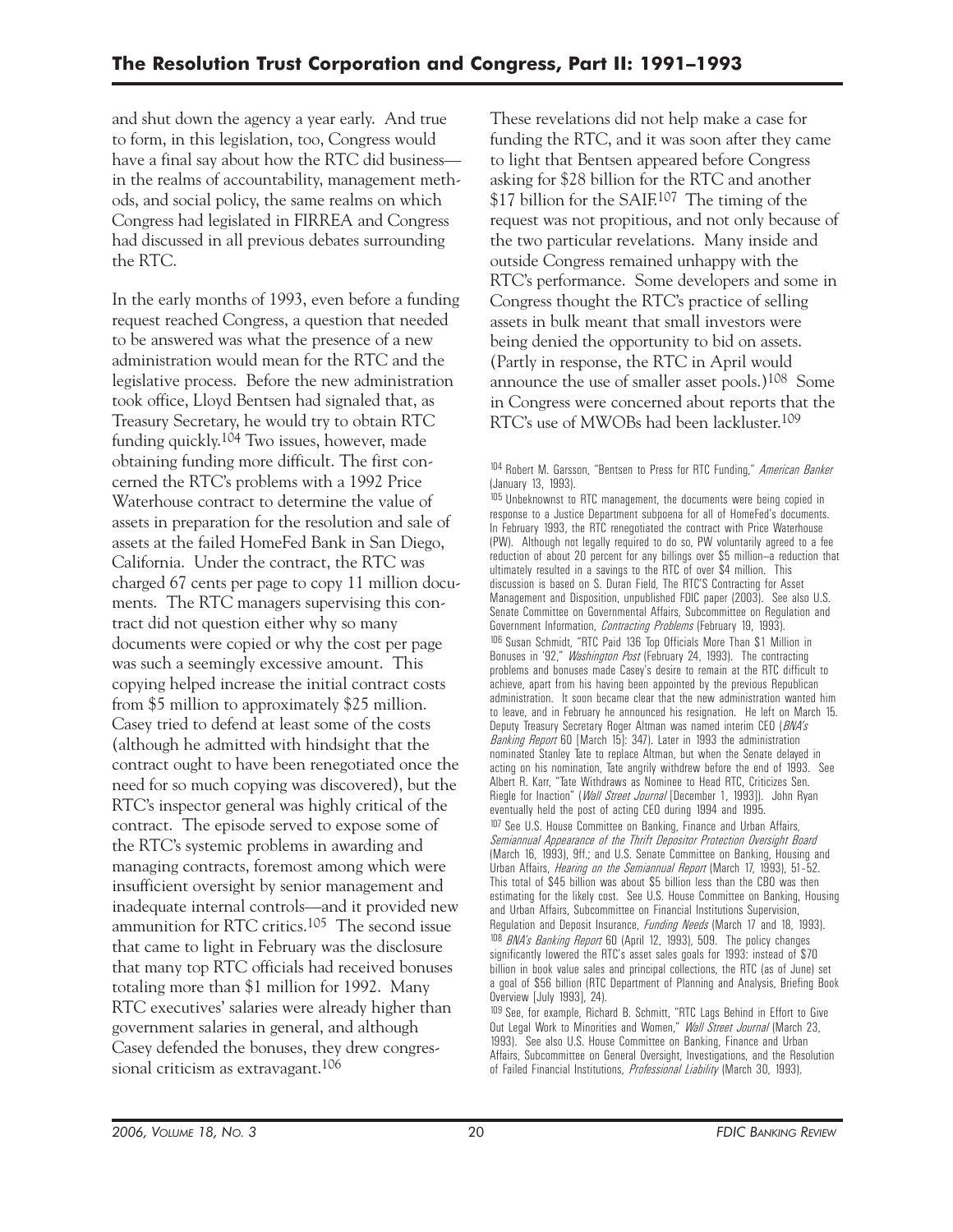and shut down the agency a year early. And true to form, in this legislation, too, Congress would have a final say about how the RTC did business—in the realms of accountability, management methods, and social policy, the same realms on which Congress had legislated in FIRREA and Congress had discussed in all previous debates surrounding the RTC.

In the early months of 1993, even before a funding request reached Congress, a question that needed to be answered was what the presence of a new administration would mean for the RTC and the legislative process. Before the new administration took office, Lloyd Bentsen had signaled that, as Treasury Secretary, he would try to obtain RTC funding quickly.[104] Two issues, however, made obtaining funding more difficult. The first concerned the RTC's problems with a 1992 Price Waterhouse contract to determine the value of assets in preparation for the resolution and sale of assets at the failed HomeFed Bank in San Diego, California. Under the contract, the RTC was charged 67 cents per page to copy 11 million documents. The RTC managers supervising this contract did not question either why so many documents were copied or why the cost per page was such a seemingly excessive amount. This copying helped increase the initial contract costs from $5 million to approximately $25 million. Casey tried to defend at least some of the costs (although he admitted with hindsight that the contract ought to have been renegotiated once the need for so much copying was discovered), but the RTC's inspector general was highly critical of the contract. The episode served to expose some of the RTC's systemic problems in awarding and managing contracts, foremost among which were insufficient oversight by senior management and inadequate internal controls—and it provided new ammunition for RTC critics.[105] The second issue that came to light in February was the disclosure that many top RTC officials had received bonuses totaling more than $1 million for 1992. Many RTC executives' salaries were already higher than government salaries in general, and although Casey defended the bonuses, they drew congressional criticism as extravagant.[106]

These revelations did not help make a case for funding the RTC, and it was soon after they came to light that Bentsen appeared before Congress asking for $28 billion for the RTC and another $17 billion for the SAIF.[107] The timing of the request was not propitious, and not only because of the two particular revelations. Many inside and outside Congress remained unhappy with the RTC's performance. Some developers and some in Congress thought the RTC's practice of selling assets in bulk meant that small investors were being denied the opportunity to bid on assets. (Partly in response, the RTC in April would announce the use of smaller asset pools.)[108] Some in Congress were concerned about reports that the RTC's use of MWOBs had been lackluster.[109]

[104] Robert M. Garsson, "Bentsen to Press for RTC Funding," *American Banker* (January 13, 1993).

[105] Unbeknownst to RTC management, the documents were being copied in response to a Justice Department subpoena for all of HomeFed's documents. In February 1993, the RTC renegotiated the contract with Price Waterhouse (PW). Although not legally required to do so, PW voluntarily agreed to a fee reduction of about 20 percent for any billings over $5 million—a reduction that ultimately resulted in a savings to the RTC of over $4 million. This discussion is based on S. Duran Field, The RTC'S Contracting for Asset Management and Disposition, unpublished FDIC paper (2003). See also U.S. Senate Committee on Governmental Affairs, Subcommittee on Regulation and Government Information, *Contracting Problems* (February 19, 1993).

[106] Susan Schmidt, "RTC Paid 136 Top Officials More Than $1 Million in Bonuses in '92," *Washington Post* (February 24, 1993). The contracting problems and bonuses made Casey's desire to remain at the RTC difficult to achieve, apart from his having been appointed by the previous Republican administration. It soon became clear that the new administration wanted him to leave, and in February he announced his resignation. He left on March 15. Deputy Treasury Secretary Roger Altman was named interim CEO (*BNA's Banking Report* 60 [March 15]: 347). Later in 1993 the administration nominated Stanley Tate to replace Altman, but when the Senate delayed in acting on his nomination, Tate angrily withdrew before the end of 1993. See Albert R. Karr, "Tate Withdraws as Nominee to Head RTC, Criticizes Sen. Riegle for Inaction" (*Wall Street Journal* [December 1, 1993]). John Ryan eventually held the post of acting CEO during 1994 and 1995.

[107] See U.S. House Committee on Banking, Finance and Urban Affairs, *Semiannual Appearance of the Thrift Depositor Protection Oversight Board* (March 16, 1993), 9ff.; and U.S. Senate Committee on Banking, Housing and Urban Affairs, *Hearing on the Semiannual Report* (March 17, 1993), 51–52. This total of $45 billion was about $5 billion less than the CBO was then estimating for the likely cost. See U.S. House Committee on Banking, Housing and Urban Affairs, Subcommittee on Financial Institutions Supervision, Regulation and Deposit Insurance, *Funding Needs* (March 17 and 18, 1993).

[108] *BNA's Banking Report* 60 (April 12, 1993), 509. The policy changes significantly lowered the RTC's asset sales goals for 1993: instead of $70 billion in book value sales and principal collections, the RTC (as of June) set a goal of $56 billion (RTC Department of Planning and Analysis, Briefing Book Overview [July 1993], 24).

[109] See, for example, Richard B. Schmitt, "RTC Lags Behind in Effort to Give Out Legal Work to Minorities and Women," *Wall Street Journal* (March 23, 1993). See also U.S. House Committee on Banking, Finance and Urban Affairs, Subcommittee on General Oversight, Investigations, and the Resolution of Failed Financial Institutions, *Professional Liability* (March 30, 1993).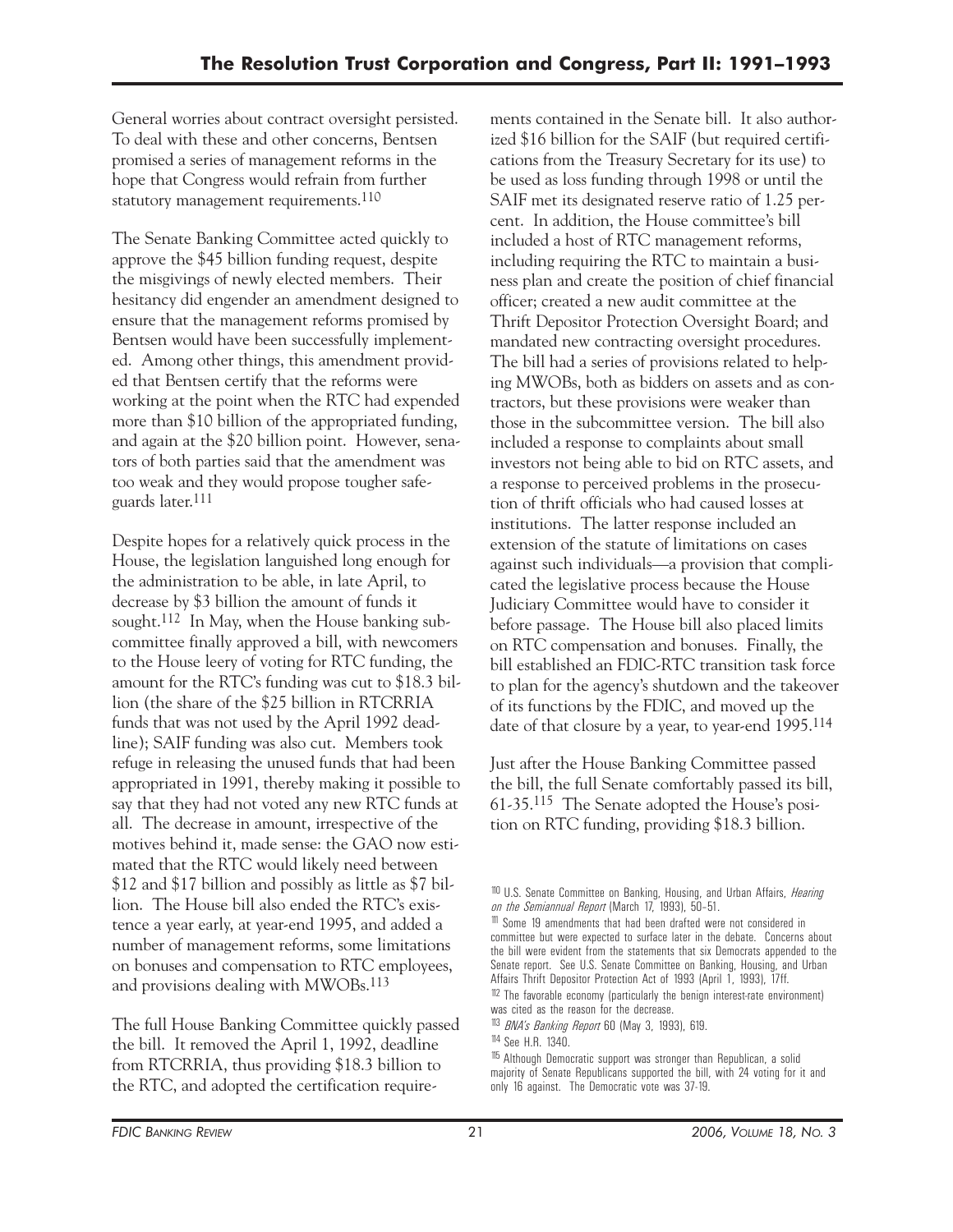General worries about contract oversight persisted. To deal with these and other concerns, Bentsen promised a series of management reforms in the hope that Congress would refrain from further statutory management requirements.[110]

The Senate Banking Committee acted quickly to approve the $45 billion funding request, despite the misgivings of newly elected members. Their hesitancy did engender an amendment designed to ensure that the management reforms promised by Bentsen would have been successfully implemented. Among other things, this amendment provided that Bentsen certify that the reforms were working at the point when the RTC had expended more than $10 billion of the appropriated funding, and again at the $20 billion point. However, senators of both parties said that the amendment was too weak and they would propose tougher safeguards later.[111]

Despite hopes for a relatively quick process in the House, the legislation languished long enough for the administration to be able, in late April, to decrease by $3 billion the amount of funds it sought.[112] In May, when the House banking subcommittee finally approved a bill, with newcomers to the House leery of voting for RTC funding, the amount for the RTC's funding was cut to $18.3 billion (the share of the $25 billion in RTCRRIA funds that was not used by the April 1992 deadline); SAIF funding was also cut. Members took refuge in releasing the unused funds that had been appropriated in 1991, thereby making it possible to say that they had not voted any new RTC funds at all. The decrease in amount, irrespective of the motives behind it, made sense: the GAO now estimated that the RTC would likely need between $12 and $17 billion and possibly as little as $7 billion. The House bill also ended the RTC's existence a year early, at year-end 1995, and added a number of management reforms, some limitations on bonuses and compensation to RTC employees, and provisions dealing with MWOBs.[113]

The full House Banking Committee quickly passed the bill. It removed the April 1, 1992, deadline from RTCRRIA, thus providing $18.3 billion to the RTC, and adopted the certification requirements contained in the Senate bill. It also authorized $16 billion for the SAIF (but required certifications from the Treasury Secretary for its use) to be used as loss funding through 1998 or until the SAIF met its designated reserve ratio of 1.25 percent. In addition, the House committee's bill included a host of RTC management reforms, including requiring the RTC to maintain a business plan and create the position of chief financial officer; created a new audit committee at the Thrift Depositor Protection Oversight Board; and mandated new contracting oversight procedures. The bill had a series of provisions related to helping MWOBs, both as bidders on assets and as contractors, but these provisions were weaker than those in the subcommittee version. The bill also included a response to complaints about small investors not being able to bid on RTC assets, and a response to perceived problems in the prosecution of thrift officials who had caused losses at institutions. The latter response included an extension of the statute of limitations on cases against such individuals—a provision that complicated the legislative process because the House Judiciary Committee would have to consider it before passage. The House bill also placed limits on RTC compensation and bonuses. Finally, the bill established an FDIC-RTC transition task force to plan for the agency's shutdown and the takeover of its functions by the FDIC, and moved up the date of that closure by a year, to year-end 1995.[114]

Just after the House Banking Committee passed the bill, the full Senate comfortably passed its bill, 61-35.[115] The Senate adopted the House's position on RTC funding, providing $18.3 billion.

---

[110] U.S. Senate Committee on Banking, Housing, and Urban Affairs, *Hearing on the Semiannual Report* (March 17, 1993), 50–51.

[111] Some 19 amendments that had been drafted were not considered in committee but were expected to surface later in the debate. Concerns about the bill were evident from the statements that six Democrats appended to the Senate report. See U.S. Senate Committee on Banking, Housing, and Urban Affairs Thrift Depositor Protection Act of 1993 (April 1, 1993), 17ff.

[112] The favorable economy (particularly the benign interest-rate environment) was cited as the reason for the decrease.

[113] *BNA's Banking Report* 60 (May 3, 1993), 619.

[114] See H.R. 1340.

[115] Although Democratic support was stronger than Republican, a solid majority of Senate Republicans supported the bill, with 24 voting for it and only 16 against. The Democratic vote was 37-19.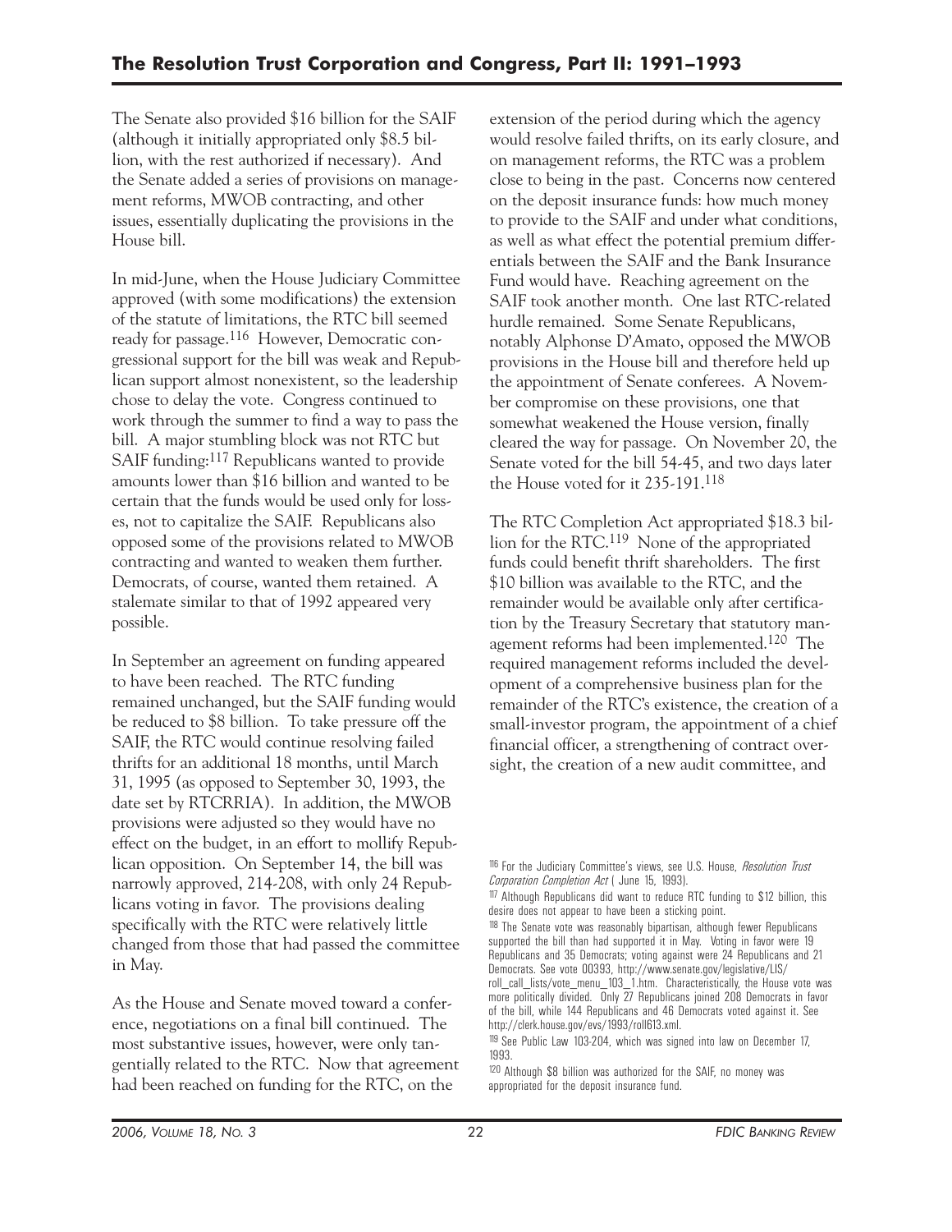The Senate also provided $16 billion for the SAIF (although it initially appropriated only $8.5 billion, with the rest authorized if necessary). And the Senate added a series of provisions on management reforms, MWOB contracting, and other issues, essentially duplicating the provisions in the House bill.

In mid-June, when the House Judiciary Committee approved (with some modifications) the extension of the statute of limitations, the RTC bill seemed ready for passage.[116] However, Democratic congressional support for the bill was weak and Republican support almost nonexistent, so the leadership chose to delay the vote. Congress continued to work through the summer to find a way to pass the bill. A major stumbling block was not RTC but SAIF funding:[117] Republicans wanted to provide amounts lower than $16 billion and wanted to be certain that the funds would be used only for losses, not to capitalize the SAIF. Republicans also opposed some of the provisions related to MWOB contracting and wanted to weaken them further. Democrats, of course, wanted them retained. A stalemate similar to that of 1992 appeared very possible.

In September an agreement on funding appeared to have been reached. The RTC funding remained unchanged, but the SAIF funding would be reduced to $8 billion. To take pressure off the SAIF, the RTC would continue resolving failed thrifts for an additional 18 months, until March 31, 1995 (as opposed to September 30, 1993, the date set by RTCRRIA). In addition, the MWOB provisions were adjusted so they would have no effect on the budget, in an effort to mollify Republican opposition. On September 14, the bill was narrowly approved, 214-208, with only 24 Republicans voting in favor. The provisions dealing specifically with the RTC were relatively little changed from those that had passed the committee in May.

As the House and Senate moved toward a conference, negotiations on a final bill continued. The most substantive issues, however, were only tangentially related to the RTC. Now that agreement had been reached on funding for the RTC, on the extension of the period during which the agency would resolve failed thrifts, on its early closure, and on management reforms, the RTC was a problem close to being in the past. Concerns now centered on the deposit insurance funds: how much money to provide to the SAIF and under what conditions, as well as what effect the potential premium differentials between the SAIF and the Bank Insurance Fund would have. Reaching agreement on the SAIF took another month. One last RTC-related hurdle remained. Some Senate Republicans, notably Alphonse D'Amato, opposed the MWOB provisions in the House bill and therefore held up the appointment of Senate conferees. A November compromise on these provisions, one that somewhat weakened the House version, finally cleared the way for passage. On November 20, the Senate voted for the bill 54-45, and two days later the House voted for it 235-191.[118]

The RTC Completion Act appropriated $18.3 billion for the RTC.[119] None of the appropriated funds could benefit thrift shareholders. The first $10 billion was available to the RTC, and the remainder would be available only after certification by the Treasury Secretary that statutory management reforms had been implemented.[120] The required management reforms included the development of a comprehensive business plan for the remainder of the RTC's existence, the creation of a small-investor program, the appointment of a chief financial officer, a strengthening of contract oversight, the creation of a new audit committee, and

---

[116] For the Judiciary Committee's views, see U.S. House, *Resolution Trust Corporation Completion Act* ( June 15, 1993).

[117] Although Republicans did want to reduce RTC funding to $12 billion, this desire does not appear to have been a sticking point.

[118] The Senate vote was reasonably bipartisan, although fewer Republicans supported the bill than had supported it in May. Voting in favor were 19 Republicans and 35 Democrats; voting against were 24 Republicans and 21 Democrats. See vote 00393, http://www.senate.gov/legislative/LIS/roll_call_lists/vote_menu_103_1.htm. Characteristically, the House vote was more politically divided. Only 27 Republicans joined 208 Democrats in favor of the bill, while 144 Republicans and 46 Democrats voted against it. See http://clerk.house.gov/evs/1993/roll613.xml.

[119] See Public Law 103-204, which was signed into law on December 17, 1993.

[120] Although $8 billion was authorized for the SAIF, no money was appropriated for the deposit insurance fund.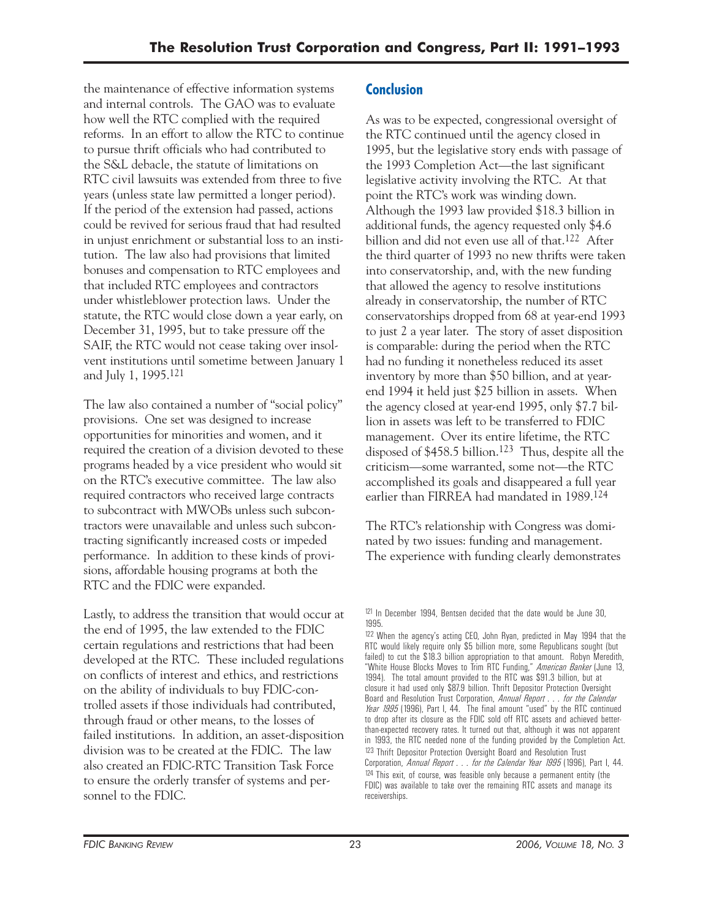the maintenance of effective information systems and internal controls. The GAO was to evaluate how well the RTC complied with the required reforms. In an effort to allow the RTC to continue to pursue thrift officials who had contributed to the S&L debacle, the statute of limitations on RTC civil lawsuits was extended from three to five years (unless state law permitted a longer period). If the period of the extension had passed, actions could be revived for serious fraud that had resulted in unjust enrichment or substantial loss to an institution. The law also had provisions that limited bonuses and compensation to RTC employees and that included RTC employees and contractors under whistleblower protection laws. Under the statute, the RTC would close down a year early, on December 31, 1995, but to take pressure off the SAIF, the RTC would not cease taking over insolvent institutions until sometime between January 1 and July 1, 1995.[121]

The law also contained a number of "social policy" provisions. One set was designed to increase opportunities for minorities and women, and it required the creation of a division devoted to these programs headed by a vice president who would sit on the RTC's executive committee. The law also required contractors who received large contracts to subcontract with MWOBs unless such subcontractors were unavailable and unless such subcontracting significantly increased costs or impeded performance. In addition to these kinds of provisions, affordable housing programs at both the RTC and the FDIC were expanded.

Lastly, to address the transition that would occur at the end of 1995, the law extended to the FDIC certain regulations and restrictions that had been developed at the RTC. These included regulations on conflicts of interest and ethics, and restrictions on the ability of individuals to buy FDIC-controlled assets if those individuals had contributed, through fraud or other means, to the losses of failed institutions. In addition, an asset-disposition division was to be created at the FDIC. The law also created an FDIC-RTC Transition Task Force to ensure the orderly transfer of systems and personnel to the FDIC.

## Conclusion

As was to be expected, congressional oversight of the RTC continued until the agency closed in 1995, but the legislative story ends with passage of the 1993 Completion Act—the last significant legislative activity involving the RTC. At that point the RTC's work was winding down. Although the 1993 law provided $18.3 billion in additional funds, the agency requested only $4.6 billion and did not even use all of that.[122] After the third quarter of 1993 no new thrifts were taken into conservatorship, and, with the new funding that allowed the agency to resolve institutions already in conservatorship, the number of RTC conservatorships dropped from 68 at year-end 1993 to just 2 a year later. The story of asset disposition is comparable: during the period when the RTC had no funding it nonetheless reduced its asset inventory by more than $50 billion, and at year-end 1994 it held just $25 billion in assets. When the agency closed at year-end 1995, only $7.7 billion in assets was left to be transferred to FDIC management. Over its entire lifetime, the RTC disposed of $458.5 billion.[123] Thus, despite all the criticism—some warranted, some not—the RTC accomplished its goals and disappeared a full year earlier than FIRREA had mandated in 1989.[124]

The RTC's relationship with Congress was dominated by two issues: funding and management. The experience with funding clearly demonstrates

---

[121] In December 1994, Bentsen decided that the date would be June 30, 1995.

[122] When the agency's acting CEO, John Ryan, predicted in May 1994 that the RTC would likely require only $5 billion more, some Republicans sought (but failed) to cut the $18.3 billion appropriation to that amount. Robyn Meredith, "White House Blocks Moves to Trim RTC Funding," *American Banker* (June 13, 1994). The total amount provided to the RTC was $91.3 billion, but at closure it had used only $87.9 billion. Thrift Depositor Protection Oversight Board and Resolution Trust Corporation, *Annual Report . . . for the Calendar Year 1995* (1996), Part I, 44. The final amount "used" by the RTC continued to drop after its closure as the FDIC sold off RTC assets and achieved better-than-expected recovery rates. It turned out that, although it was not apparent in 1993, the RTC needed none of the funding provided by the Completion Act.

[123] Thrift Depositor Protection Oversight Board and Resolution Trust Corporation, *Annual Report . . . for the Calendar Year 1995* (1996), Part I, 44.

[124] This exit, of course, was feasible only because a permanent entity (the FDIC) was available to take over the remaining RTC assets and manage its receiverships.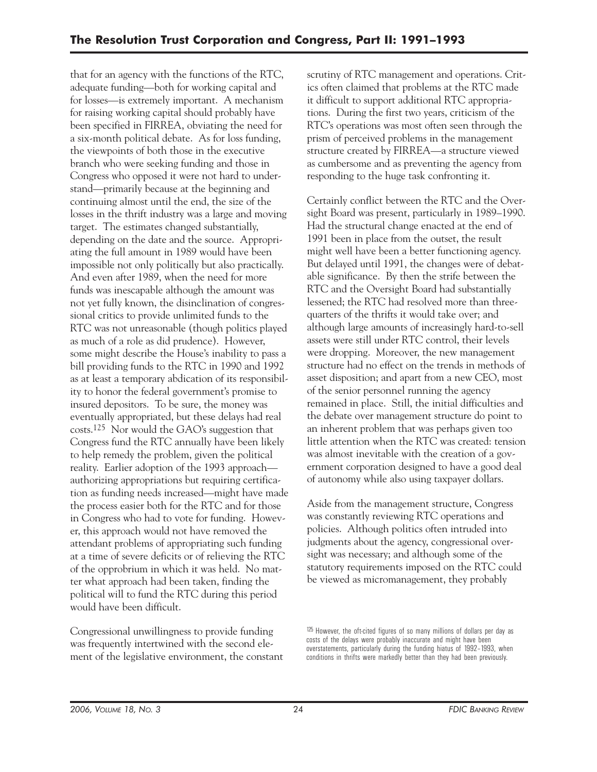that for an agency with the functions of the RTC, adequate funding—both for working capital and for losses—is extremely important. A mechanism for raising working capital should probably have been specified in FIRREA, obviating the need for a six-month political debate. As for loss funding, the viewpoints of both those in the executive branch who were seeking funding and those in Congress who opposed it were not hard to understand—primarily because at the beginning and continuing almost until the end, the size of the losses in the thrift industry was a large and moving target. The estimates changed substantially, depending on the date and the source. Appropriating the full amount in 1989 would have been impossible not only politically but also practically. And even after 1989, when the need for more funds was inescapable although the amount was not yet fully known, the disinclination of congressional critics to provide unlimited funds to the RTC was not unreasonable (though politics played as much of a role as did prudence). However, some might describe the House's inability to pass a bill providing funds to the RTC in 1990 and 1992 as at least a temporary abdication of its responsibility to honor the federal government's promise to insured depositors. To be sure, the money was eventually appropriated, but these delays had real costs.[125] Nor would the GAO's suggestion that Congress fund the RTC annually have been likely to help remedy the problem, given the political reality. Earlier adoption of the 1993 approach—authorizing appropriations but requiring certification as funding needs increased—might have made the process easier both for the RTC and for those in Congress who had to vote for funding. However, this approach would not have removed the attendant problems of appropriating such funding at a time of severe deficits or of relieving the RTC of the opprobrium in which it was held. No matter what approach had been taken, finding the political will to fund the RTC during this period would have been difficult.

Congressional unwillingness to provide funding was frequently intertwined with the second element of the legislative environment, the constant scrutiny of RTC management and operations. Critics often claimed that problems at the RTC made it difficult to support additional RTC appropriations. During the first two years, criticism of the RTC's operations was most often seen through the prism of perceived problems in the management structure created by FIRREA—a structure viewed as cumbersome and as preventing the agency from responding to the huge task confronting it.

Certainly conflict between the RTC and the Oversight Board was present, particularly in 1989–1990. Had the structural change enacted at the end of 1991 been in place from the outset, the result might well have been a better functioning agency. But delayed until 1991, the changes were of debatable significance. By then the strife between the RTC and the Oversight Board had substantially lessened; the RTC had resolved more than three-quarters of the thrifts it would take over; and although large amounts of increasingly hard-to-sell assets were still under RTC control, their levels were dropping. Moreover, the new management structure had no effect on the trends in methods of asset disposition; and apart from a new CEO, most of the senior personnel running the agency remained in place. Still, the initial difficulties and the debate over management structure do point to an inherent problem that was perhaps given too little attention when the RTC was created: tension was almost inevitable with the creation of a government corporation designed to have a good deal of autonomy while also using taxpayer dollars.

Aside from the management structure, Congress was constantly reviewing RTC operations and policies. Although politics often intruded into judgments about the agency, congressional oversight was necessary; and although some of the statutory requirements imposed on the RTC could be viewed as micromanagement, they probably

[125] However, the oft-cited figures of so many millions of dollars per day as costs of the delays were probably inaccurate and might have been overstatements, particularly during the funding hiatus of 1992–1993, when conditions in thrifts were markedly better than they had been previously.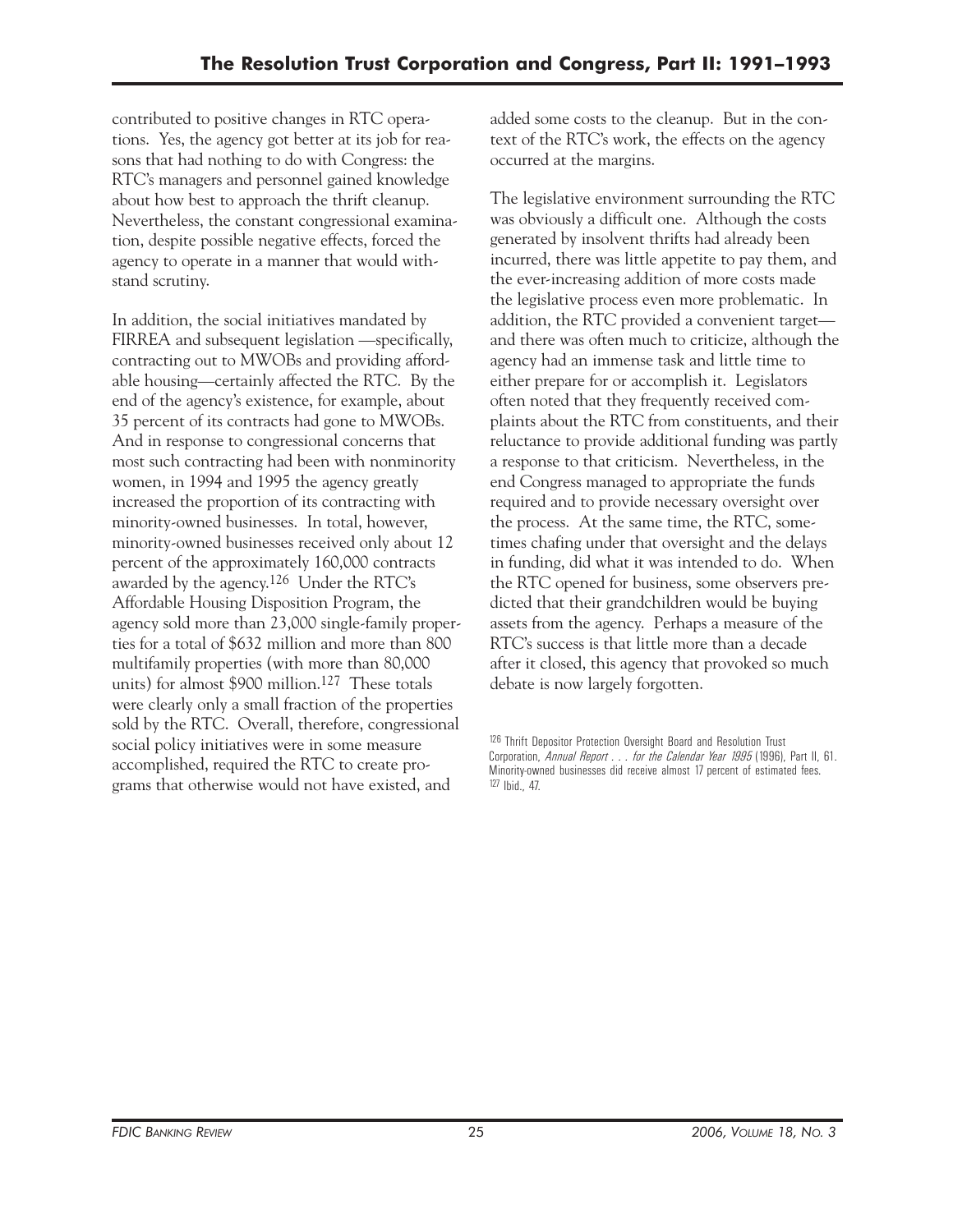contributed to positive changes in RTC operations. Yes, the agency got better at its job for reasons that had nothing to do with Congress: the RTC's managers and personnel gained knowledge about how best to approach the thrift cleanup. Nevertheless, the constant congressional examination, despite possible negative effects, forced the agency to operate in a manner that would withstand scrutiny.

In addition, the social initiatives mandated by FIRREA and subsequent legislation —specifically, contracting out to MWOBs and providing affordable housing—certainly affected the RTC. By the end of the agency's existence, for example, about 35 percent of its contracts had gone to MWOBs. And in response to congressional concerns that most such contracting had been with nonminority women, in 1994 and 1995 the agency greatly increased the proportion of its contracting with minority-owned businesses. In total, however, minority-owned businesses received only about 12 percent of the approximately 160,000 contracts awarded by the agency.[126] Under the RTC's Affordable Housing Disposition Program, the agency sold more than 23,000 single-family properties for a total of $632 million and more than 800 multifamily properties (with more than 80,000 units) for almost $900 million.[127] These totals were clearly only a small fraction of the properties sold by the RTC. Overall, therefore, congressional social policy initiatives were in some measure accomplished, required the RTC to create programs that otherwise would not have existed, and added some costs to the cleanup. But in the context of the RTC's work, the effects on the agency occurred at the margins.

The legislative environment surrounding the RTC was obviously a difficult one. Although the costs generated by insolvent thrifts had already been incurred, there was little appetite to pay them, and the ever-increasing addition of more costs made the legislative process even more problematic. In addition, the RTC provided a convenient target—and there was often much to criticize, although the agency had an immense task and little time to either prepare for or accomplish it. Legislators often noted that they frequently received complaints about the RTC from constituents, and their reluctance to provide additional funding was partly a response to that criticism. Nevertheless, in the end Congress managed to appropriate the funds required and to provide necessary oversight over the process. At the same time, the RTC, sometimes chafing under that oversight and the delays in funding, did what it was intended to do. When the RTC opened for business, some observers predicted that their grandchildren would be buying assets from the agency. Perhaps a measure of the RTC's success is that little more than a decade after it closed, this agency that provoked so much debate is now largely forgotten.

[126] Thrift Depositor Protection Oversight Board and Resolution Trust Corporation, *Annual Report . . . for the Calendar Year 1995* (1996), Part II, 61. Minority-owned businesses did receive almost 17 percent of estimated fees.

[127] Ibid., 47.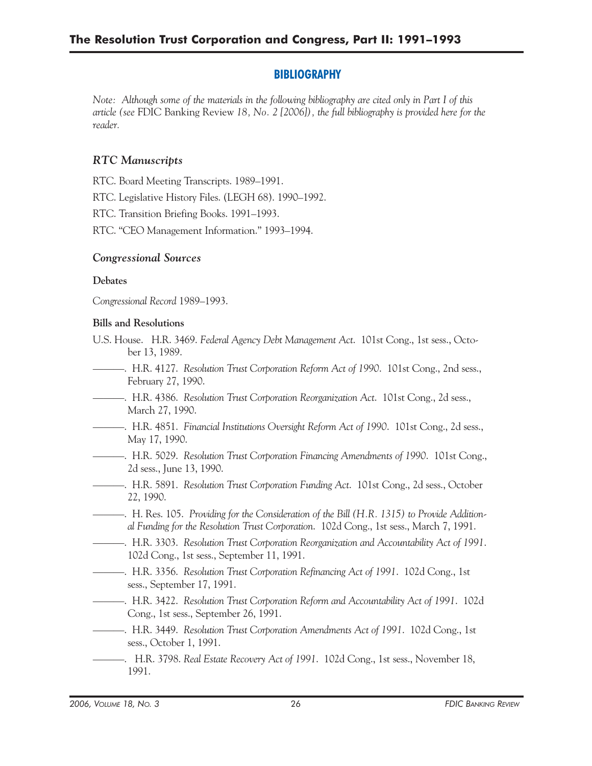## BIBLIOGRAPHY

*Note: Although some of the materials in the following bibliography are cited only in Part I of this article (see* FDIC Banking Review *18, No. 2 [2006]), the full bibliography is provided here for the reader.*

### *RTC Manuscripts*

RTC. Board Meeting Transcripts. 1989–1991.

RTC. Legislative History Files. (LEGH 68). 1990–1992.

RTC. Transition Briefing Books. 1991–1993.

RTC. "CEO Management Information." 1993–1994.

### *Congressional Sources*

**Debates**

*Congressional Record* 1989–1993.

**Bills and Resolutions**

U.S. House. H.R. 3469. *Federal Agency Debt Management Act*. 101st Cong., 1st sess., October 13, 1989.

———. H.R. 4127. *Resolution Trust Corporation Reform Act of 1990*. 101st Cong., 2nd sess., February 27, 1990.

———. H.R. 4386. *Resolution Trust Corporation Reorganization Act*. 101st Cong., 2d sess., March 27, 1990.

———. H.R. 4851. *Financial Institutions Oversight Reform Act of 1990*. 101st Cong., 2d sess., May 17, 1990.

———. H.R. 5029. *Resolution Trust Corporation Financing Amendments of 1990*. 101st Cong., 2d sess., June 13, 1990.

———. H.R. 5891. *Resolution Trust Corporation Funding Act*. 101st Cong., 2d sess., October 22, 1990.

———. H. Res. 105. *Providing for the Consideration of the Bill (H.R. 1315) to Provide Additional Funding for the Resolution Trust Corporation*. 102d Cong., 1st sess., March 7, 1991.

———. H.R. 3303. *Resolution Trust Corporation Reorganization and Accountability Act of 1991*. 102d Cong., 1st sess., September 11, 1991.

———. H.R. 3356. *Resolution Trust Corporation Refinancing Act of 1991*. 102d Cong., 1st sess., September 17, 1991.

———. H.R. 3422. *Resolution Trust Corporation Reform and Accountability Act of 1991*. 102d Cong., 1st sess., September 26, 1991.

———. H.R. 3449. *Resolution Trust Corporation Amendments Act of 1991*. 102d Cong., 1st sess., October 1, 1991.

———. H.R. 3798. *Real Estate Recovery Act of 1991*. 102d Cong., 1st sess., November 18, 1991.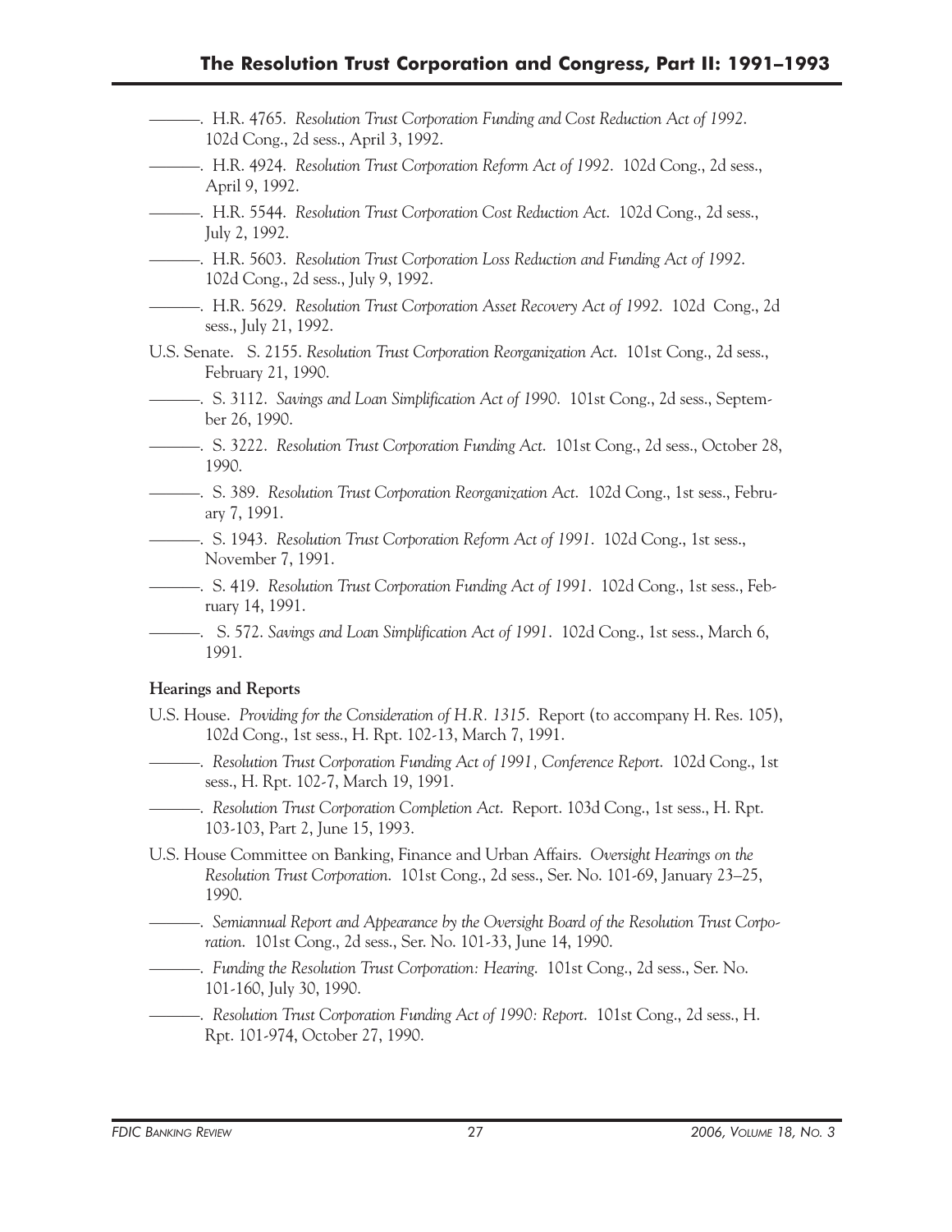———. H.R. 4765. *Resolution Trust Corporation Funding and Cost Reduction Act of 1992*. 102d Cong., 2d sess., April 3, 1992.

———. H.R. 4924. *Resolution Trust Corporation Reform Act of 1992*. 102d Cong., 2d sess., April 9, 1992.

———. H.R. 5544. *Resolution Trust Corporation Cost Reduction Act*. 102d Cong., 2d sess., July 2, 1992.

———. H.R. 5603. *Resolution Trust Corporation Loss Reduction and Funding Act of 1992*. 102d Cong., 2d sess., July 9, 1992.

———. H.R. 5629. *Resolution Trust Corporation Asset Recovery Act of 1992*. 102d Cong., 2d sess., July 21, 1992.

U.S. Senate. S. 2155. *Resolution Trust Corporation Reorganization Act*. 101st Cong., 2d sess., February 21, 1990.

———. S. 3112. *Savings and Loan Simplification Act of 1990*. 101st Cong., 2d sess., September 26, 1990.

———. S. 3222. *Resolution Trust Corporation Funding Act*. 101st Cong., 2d sess., October 28, 1990.

———. S. 389. *Resolution Trust Corporation Reorganization Act*. 102d Cong., 1st sess., February 7, 1991.

———. S. 1943. *Resolution Trust Corporation Reform Act of 1991*. 102d Cong., 1st sess., November 7, 1991.

———. S. 419. *Resolution Trust Corporation Funding Act of 1991*. 102d Cong., 1st sess., February 14, 1991.

———. S. 572. *Savings and Loan Simplification Act of 1991*. 102d Cong., 1st sess., March 6, 1991.

**Hearings and Reports**

U.S. House. *Providing for the Consideration of H.R. 1315*. Report (to accompany H. Res. 105), 102d Cong., 1st sess., H. Rpt. 102-13, March 7, 1991.

———. *Resolution Trust Corporation Funding Act of 1991, Conference Report*. 102d Cong., 1st sess., H. Rpt. 102-7, March 19, 1991.

———. *Resolution Trust Corporation Completion Act*. Report. 103d Cong., 1st sess., H. Rpt. 103-103, Part 2, June 15, 1993.

U.S. House Committee on Banking, Finance and Urban Affairs. *Oversight Hearings on the Resolution Trust Corporation*. 101st Cong., 2d sess., Ser. No. 101-69, January 23–25, 1990.

———. *Semiannual Report and Appearance by the Oversight Board of the Resolution Trust Corporation*. 101st Cong., 2d sess., Ser. No. 101-33, June 14, 1990.

———. *Funding the Resolution Trust Corporation: Hearing*. 101st Cong., 2d sess., Ser. No. 101-160, July 30, 1990.

———. *Resolution Trust Corporation Funding Act of 1990: Report*. 101st Cong., 2d sess., H. Rpt. 101-974, October 27, 1990.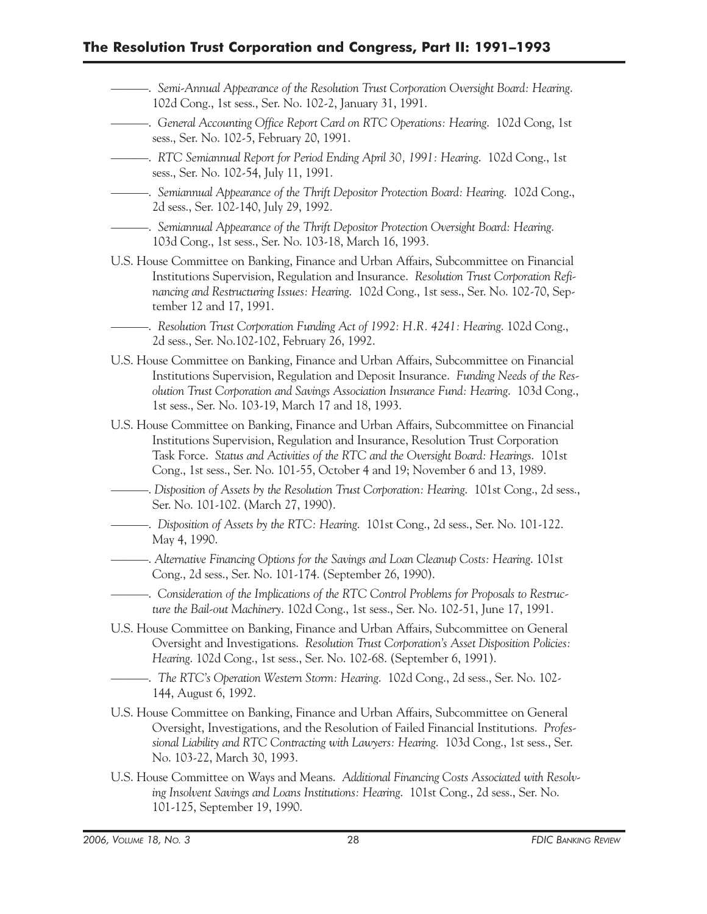———. *Semi-Annual Appearance of the Resolution Trust Corporation Oversight Board: Hearing.* 102d Cong., 1st sess., Ser. No. 102-2, January 31, 1991.

———. *General Accounting Office Report Card on RTC Operations: Hearing.* 102d Cong, 1st sess., Ser. No. 102-5, February 20, 1991.

———. *RTC Semiannual Report for Period Ending April 30, 1991: Hearing.* 102d Cong., 1st sess., Ser. No. 102-54, July 11, 1991.

———. *Semiannual Appearance of the Thrift Depositor Protection Board: Hearing.* 102d Cong., 2d sess., Ser. 102-140, July 29, 1992.

———. *Semiannual Appearance of the Thrift Depositor Protection Oversight Board: Hearing.* 103d Cong., 1st sess., Ser. No. 103-18, March 16, 1993.

U.S. House Committee on Banking, Finance and Urban Affairs, Subcommittee on Financial Institutions Supervision, Regulation and Insurance. *Resolution Trust Corporation Refinancing and Restructuring Issues: Hearing.* 102d Cong., 1st sess., Ser. No. 102-70, September 12 and 17, 1991.

———. *Resolution Trust Corporation Funding Act of 1992: H.R. 4241: Hearing.* 102d Cong., 2d sess., Ser. No.102-102, February 26, 1992.

U.S. House Committee on Banking, Finance and Urban Affairs, Subcommittee on Financial Institutions Supervision, Regulation and Deposit Insurance. *Funding Needs of the Resolution Trust Corporation and Savings Association Insurance Fund: Hearing.* 103d Cong., 1st sess., Ser. No. 103-19, March 17 and 18, 1993.

U.S. House Committee on Banking, Finance and Urban Affairs, Subcommittee on Financial Institutions Supervision, Regulation and Insurance, Resolution Trust Corporation Task Force. *Status and Activities of the RTC and the Oversight Board: Hearings.* 101st Cong., 1st sess., Ser. No. 101-55, October 4 and 19; November 6 and 13, 1989.

———. *Disposition of Assets by the Resolution Trust Corporation: Hearing.* 101st Cong., 2d sess., Ser. No. 101-102. (March 27, 1990).

———. *Disposition of Assets by the RTC: Hearing.* 101st Cong., 2d sess., Ser. No. 101-122. May 4, 1990.

———. *Alternative Financing Options for the Savings and Loan Cleanup Costs: Hearing.* 101st Cong., 2d sess., Ser. No. 101-174. (September 26, 1990).

———. *Consideration of the Implications of the RTC Control Problems for Proposals to Restructure the Bail-out Machinery.* 102d Cong., 1st sess., Ser. No. 102-51, June 17, 1991.

U.S. House Committee on Banking, Finance and Urban Affairs, Subcommittee on General Oversight and Investigations. *Resolution Trust Corporation's Asset Disposition Policies: Hearing.* 102d Cong., 1st sess., Ser. No. 102-68. (September 6, 1991).

———. *The RTC's Operation Western Storm: Hearing.* 102d Cong., 2d sess., Ser. No. 102-144, August 6, 1992.

U.S. House Committee on Banking, Finance and Urban Affairs, Subcommittee on General Oversight, Investigations, and the Resolution of Failed Financial Institutions. *Professional Liability and RTC Contracting with Lawyers: Hearing.* 103d Cong., 1st sess., Ser. No. 103-22, March 30, 1993.

U.S. House Committee on Ways and Means. *Additional Financing Costs Associated with Resolving Insolvent Savings and Loans Institutions: Hearing.* 101st Cong., 2d sess., Ser. No. 101-125, September 19, 1990.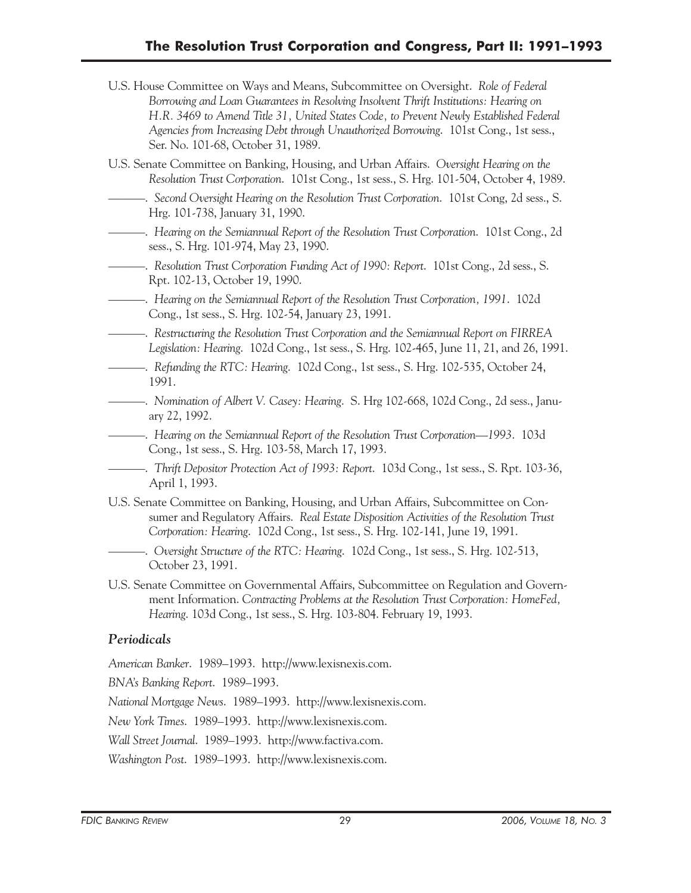U.S. House Committee on Ways and Means, Subcommittee on Oversight. *Role of Federal Borrowing and Loan Guarantees in Resolving Insolvent Thrift Institutions: Hearing on H.R. 3469 to Amend Title 31, United States Code, to Prevent Newly Established Federal Agencies from Increasing Debt through Unauthorized Borrowing.* 101st Cong., 1st sess., Ser. No. 101-68, October 31, 1989.

U.S. Senate Committee on Banking, Housing, and Urban Affairs. *Oversight Hearing on the Resolution Trust Corporation.* 101st Cong., 1st sess., S. Hrg. 101-504, October 4, 1989.

———. *Second Oversight Hearing on the Resolution Trust Corporation.* 101st Cong, 2d sess., S. Hrg. 101-738, January 31, 1990.

———. *Hearing on the Semiannual Report of the Resolution Trust Corporation.* 101st Cong., 2d sess., S. Hrg. 101-974, May 23, 1990.

———. *Resolution Trust Corporation Funding Act of 1990: Report.* 101st Cong., 2d sess., S. Rpt. 102-13, October 19, 1990.

———. *Hearing on the Semiannual Report of the Resolution Trust Corporation, 1991.* 102d Cong., 1st sess., S. Hrg. 102-54, January 23, 1991.

———. *Restructuring the Resolution Trust Corporation and the Semiannual Report on FIRREA Legislation: Hearing.* 102d Cong., 1st sess., S. Hrg. 102-465, June 11, 21, and 26, 1991.

———. *Refunding the RTC: Hearing.* 102d Cong., 1st sess., S. Hrg. 102-535, October 24, 1991.

———. *Nomination of Albert V. Casey: Hearing.* S. Hrg 102-668, 102d Cong., 2d sess., January 22, 1992.

———. *Hearing on the Semiannual Report of the Resolution Trust Corporation—1993.* 103d Cong., 1st sess., S. Hrg. 103-58, March 17, 1993.

———. *Thrift Depositor Protection Act of 1993: Report.* 103d Cong., 1st sess., S. Rpt. 103-36, April 1, 1993.

U.S. Senate Committee on Banking, Housing, and Urban Affairs, Subcommittee on Consumer and Regulatory Affairs. *Real Estate Disposition Activities of the Resolution Trust Corporation: Hearing.* 102d Cong., 1st sess., S. Hrg. 102-141, June 19, 1991.

———. *Oversight Structure of the RTC: Hearing.* 102d Cong., 1st sess., S. Hrg. 102-513, October 23, 1991.

U.S. Senate Committee on Governmental Affairs, Subcommittee on Regulation and Government Information. *Contracting Problems at the Resolution Trust Corporation: HomeFed, Hearing.* 103d Cong., 1st sess., S. Hrg. 103-804. February 19, 1993.

### *Periodicals*

*American Banker*. 1989–1993. http://www.lexisnexis.com.

*BNA's Banking Report*. 1989–1993.

*National Mortgage News*. 1989–1993. http://www.lexisnexis.com.

*New York Times*. 1989–1993. http://www.lexisnexis.com.

*Wall Street Journal*. 1989–1993. http://www.factiva.com.

*Washington Post*. 1989–1993. http://www.lexisnexis.com.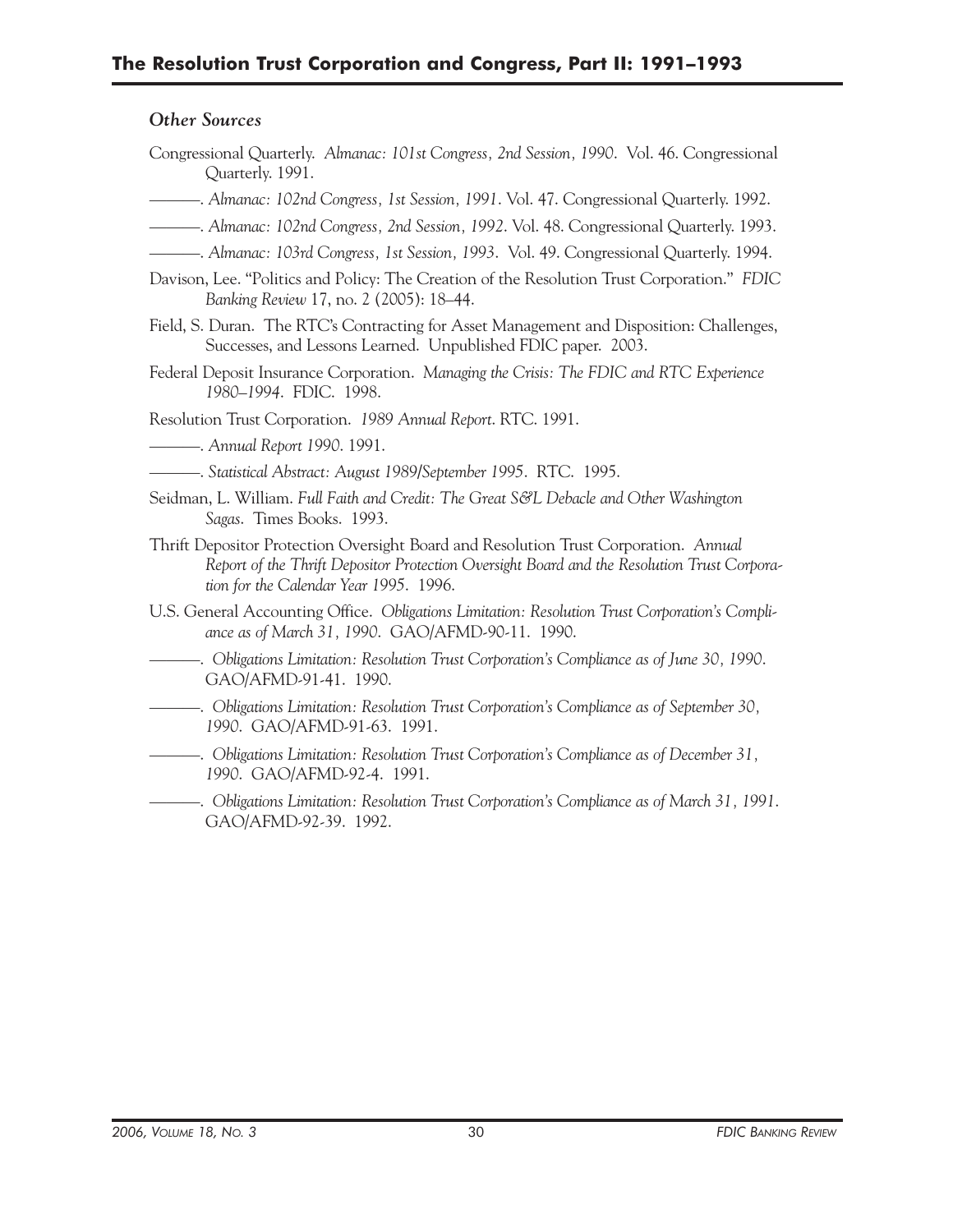### *Other Sources*

Congressional Quarterly. *Almanac: 101st Congress, 2nd Session, 1990*. Vol. 46. Congressional Quarterly. 1991.

———. *Almanac: 102nd Congress, 1st Session, 1991*. Vol. 47. Congressional Quarterly. 1992.

———. *Almanac: 102nd Congress, 2nd Session, 1992*. Vol. 48. Congressional Quarterly. 1993.

———. *Almanac: 103rd Congress, 1st Session, 1993*. Vol. 49. Congressional Quarterly. 1994.

Davison, Lee. "Politics and Policy: The Creation of the Resolution Trust Corporation." *FDIC Banking Review* 17, no. 2 (2005): 18–44.

Field, S. Duran. The RTC's Contracting for Asset Management and Disposition: Challenges, Successes, and Lessons Learned. Unpublished FDIC paper. 2003.

Federal Deposit Insurance Corporation. *Managing the Crisis: The FDIC and RTC Experience 1980–1994*. FDIC. 1998.

Resolution Trust Corporation. *1989 Annual Report*. RTC. 1991.

———. *Annual Report 1990*. 1991.

———. *Statistical Abstract: August 1989/September 1995*. RTC. 1995.

Seidman, L. William. *Full Faith and Credit: The Great S&L Debacle and Other Washington Sagas*. Times Books. 1993.

Thrift Depositor Protection Oversight Board and Resolution Trust Corporation. *Annual Report of the Thrift Depositor Protection Oversight Board and the Resolution Trust Corporation for the Calendar Year 1995*. 1996.

U.S. General Accounting Office. *Obligations Limitation: Resolution Trust Corporation's Compliance as of March 31, 1990*. GAO/AFMD-90-11. 1990.

———. *Obligations Limitation: Resolution Trust Corporation's Compliance as of June 30, 1990*. GAO/AFMD-91-41. 1990.

———. *Obligations Limitation: Resolution Trust Corporation's Compliance as of September 30, 1990*. GAO/AFMD-91-63. 1991.

———. *Obligations Limitation: Resolution Trust Corporation's Compliance as of December 31, 1990*. GAO/AFMD-92-4. 1991.

———. *Obligations Limitation: Resolution Trust Corporation's Compliance as of March 31, 1991*. GAO/AFMD-92-39. 1992.